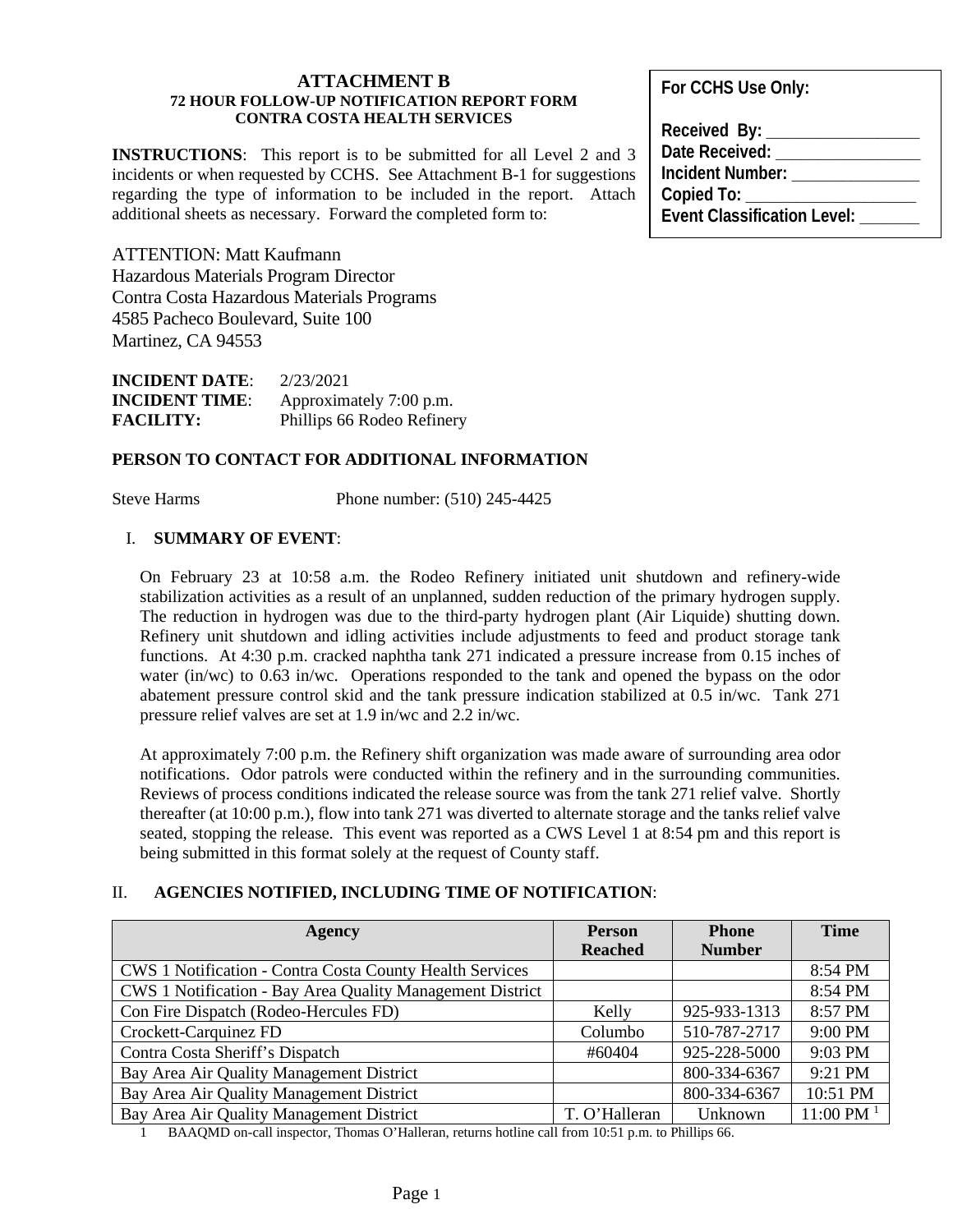# ATTACHMENT B

**72 HOUR FOLLOW-UP NOTIFICATION REPORT FORM**
**CONTRA COSTA HEALTH SERVICES**

**For CCHS Use Only:**

**Received By:** ________________
**Date Received:** ________________
**Incident Number:** ______________
**Copied To:** ___________________
**Event Classification Level:** _______

**INSTRUCTIONS**: This report is to be submitted for all Level 2 and 3 incidents or when requested by CCHS. See Attachment B-1 for suggestions regarding the type of information to be included in the report. Attach additional sheets as necessary. Forward the completed form to:

ATTENTION: Matt Kaufmann
Hazardous Materials Program Director
Contra Costa Hazardous Materials Programs
4585 Pacheco Boulevard, Suite 100
Martinez, CA 94553

**INCIDENT DATE**: 2/23/2021
**INCIDENT TIME**: Approximately 7:00 p.m.
**FACILITY:** Phillips 66 Rodeo Refinery

**PERSON TO CONTACT FOR ADDITIONAL INFORMATION**

Steve Harms Phone number: (510) 245-4425

## I. SUMMARY OF EVENT:

On February 23 at 10:58 a.m. the Rodeo Refinery initiated unit shutdown and refinery-wide stabilization activities as a result of an unplanned, sudden reduction of the primary hydrogen supply. The reduction in hydrogen was due to the third-party hydrogen plant (Air Liquide) shutting down. Refinery unit shutdown and idling activities include adjustments to feed and product storage tank functions. At 4:30 p.m. cracked naphtha tank 271 indicated a pressure increase from 0.15 inches of water (in/wc) to 0.63 in/wc. Operations responded to the tank and opened the bypass on the odor abatement pressure control skid and the tank pressure indication stabilized at 0.5 in/wc. Tank 271 pressure relief valves are set at 1.9 in/wc and 2.2 in/wc.

At approximately 7:00 p.m. the Refinery shift organization was made aware of surrounding area odor notifications. Odor patrols were conducted within the refinery and in the surrounding communities. Reviews of process conditions indicated the release source was from the tank 271 relief valve. Shortly thereafter (at 10:00 p.m.), flow into tank 271 was diverted to alternate storage and the tanks relief valve seated, stopping the release. This event was reported as a CWS Level 1 at 8:54 pm and this report is being submitted in this format solely at the request of County staff.

## II. AGENCIES NOTIFIED, INCLUDING TIME OF NOTIFICATION:

| Agency | Person Reached | Phone Number | Time |
|---|---|---|---|
| CWS 1 Notification - Contra Costa County Health Services | | | 8:54 PM |
| CWS 1 Notification - Bay Area Quality Management District | | | 8:54 PM |
| Con Fire Dispatch (Rodeo-Hercules FD) | Kelly | 925-933-1313 | 8:57 PM |
| Crockett-Carquinez FD | Columbo | 510-787-2717 | 9:00 PM |
| Contra Costa Sheriff's Dispatch | #60404 | 925-228-5000 | 9:03 PM |
| Bay Area Air Quality Management District | | 800-334-6367 | 9:21 PM |
| Bay Area Air Quality Management District | | 800-334-6367 | 10:51 PM |
| Bay Area Air Quality Management District | T. O'Halleran | Unknown | 11:00 PM [1] |

1 BAAQMD on-call inspector, Thomas O'Halleran, returns hotline call from 10:51 p.m. to Phillips 66.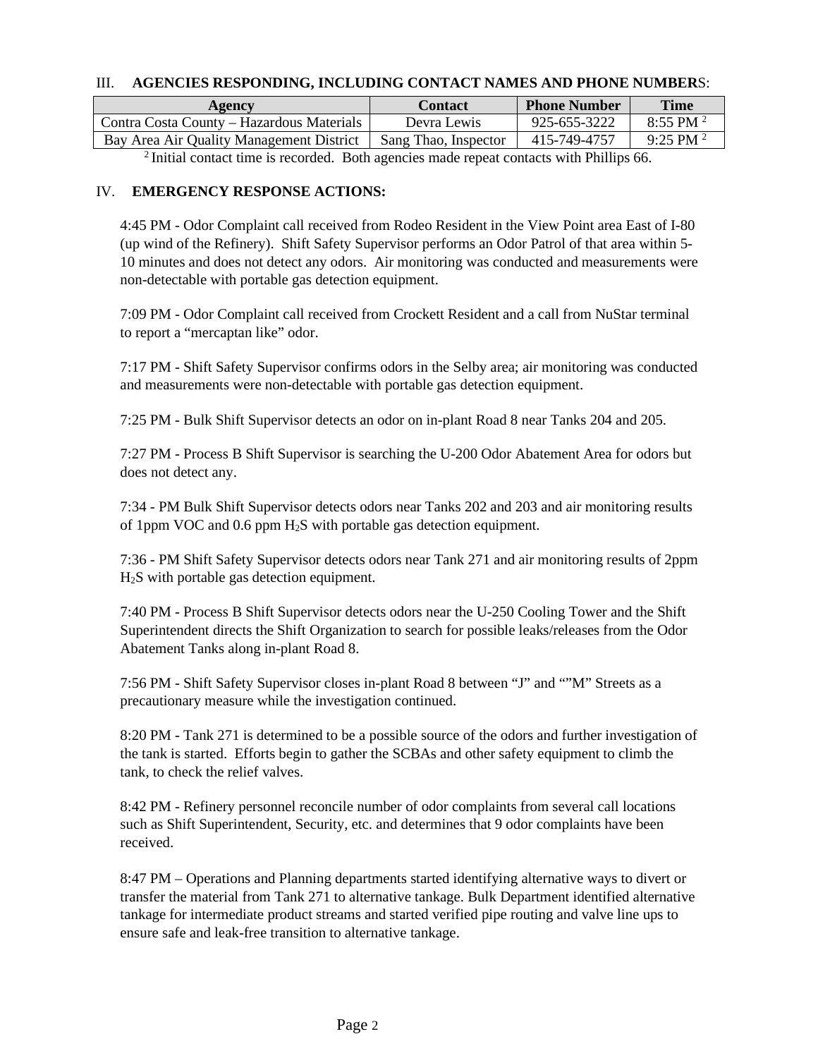III. **AGENCIES RESPONDING, INCLUDING CONTACT NAMES AND PHONE NUMBERS**:

| Agency | Contact | Phone Number | Time |
|---|---|---|---|
| Contra Costa County – Hazardous Materials | Devra Lewis | 925-655-3222 | 8:55 PM [2] |
| Bay Area Air Quality Management District | Sang Thao, Inspector | 415-749-4757 | 9:25 PM [2] |

[2] Initial contact time is recorded. Both agencies made repeat contacts with Phillips 66.

IV. **EMERGENCY RESPONSE ACTIONS:**

4:45 PM - Odor Complaint call received from Rodeo Resident in the View Point area East of I-80 (up wind of the Refinery). Shift Safety Supervisor performs an Odor Patrol of that area within 5-10 minutes and does not detect any odors. Air monitoring was conducted and measurements were non-detectable with portable gas detection equipment.

7:09 PM - Odor Complaint call received from Crockett Resident and a call from NuStar terminal to report a "mercaptan like" odor.

7:17 PM - Shift Safety Supervisor confirms odors in the Selby area; air monitoring was conducted and measurements were non-detectable with portable gas detection equipment.

7:25 PM - Bulk Shift Supervisor detects an odor on in-plant Road 8 near Tanks 204 and 205.

7:27 PM - Process B Shift Supervisor is searching the U-200 Odor Abatement Area for odors but does not detect any.

7:34 - PM Bulk Shift Supervisor detects odors near Tanks 202 and 203 and air monitoring results of 1ppm VOC and 0.6 ppm $H_2S$ with portable gas detection equipment.

7:36 - PM Shift Safety Supervisor detects odors near Tank 271 and air monitoring results of 2ppm $H_2S$ with portable gas detection equipment.

7:40 PM - Process B Shift Supervisor detects odors near the U-250 Cooling Tower and the Shift Superintendent directs the Shift Organization to search for possible leaks/releases from the Odor Abatement Tanks along in-plant Road 8.

7:56 PM - Shift Safety Supervisor closes in-plant Road 8 between "J" and ""M" Streets as a precautionary measure while the investigation continued.

8:20 PM - Tank 271 is determined to be a possible source of the odors and further investigation of the tank is started. Efforts begin to gather the SCBAs and other safety equipment to climb the tank, to check the relief valves.

8:42 PM - Refinery personnel reconcile number of odor complaints from several call locations such as Shift Superintendent, Security, etc. and determines that 9 odor complaints have been received.

8:47 PM – Operations and Planning departments started identifying alternative ways to divert or transfer the material from Tank 271 to alternative tankage. Bulk Department identified alternative tankage for intermediate product streams and started verified pipe routing and valve line ups to ensure safe and leak-free transition to alternative tankage.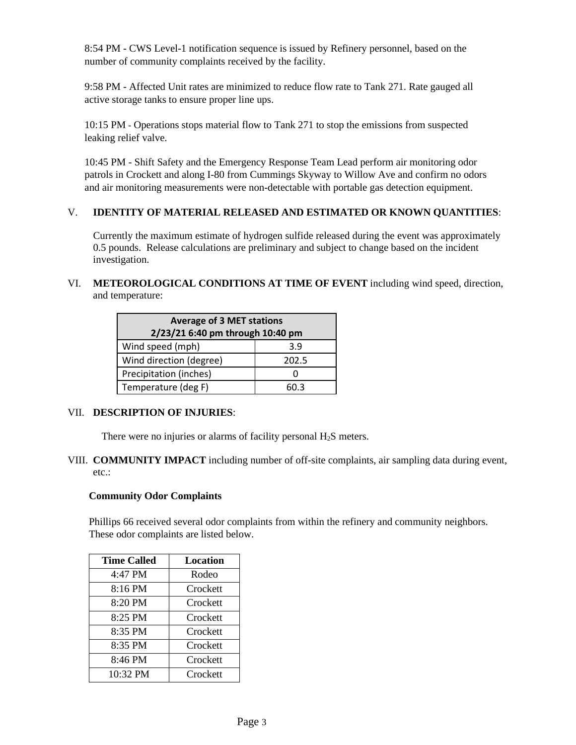8:54 PM - CWS Level-1 notification sequence is issued by Refinery personnel, based on the number of community complaints received by the facility.

9:58 PM - Affected Unit rates are minimized to reduce flow rate to Tank 271. Rate gauged all active storage tanks to ensure proper line ups.

10:15 PM - Operations stops material flow to Tank 271 to stop the emissions from suspected leaking relief valve.

10:45 PM - Shift Safety and the Emergency Response Team Lead perform air monitoring odor patrols in Crockett and along I-80 from Cummings Skyway to Willow Ave and confirm no odors and air monitoring measurements were non-detectable with portable gas detection equipment.

## V. IDENTITY OF MATERIAL RELEASED AND ESTIMATED OR KNOWN QUANTITIES:

Currently the maximum estimate of hydrogen sulfide released during the event was approximately 0.5 pounds. Release calculations are preliminary and subject to change based on the incident investigation.

## VI. METEOROLOGICAL CONDITIONS AT TIME OF EVENT including wind speed, direction, and temperature:

| Average of 3 MET stations 2/23/21 6:40 pm through 10:40 pm | |
|---|---|
| Wind speed (mph) | 3.9 |
| Wind direction (degree) | 202.5 |
| Precipitation (inches) | 0 |
| Temperature (deg F) | 60.3 |

## VII. DESCRIPTION OF INJURIES:

There were no injuries or alarms of facility personal $H_2S$ meters.

## VIII. COMMUNITY IMPACT including number of off-site complaints, air sampling data during event, etc.:

**Community Odor Complaints**

Phillips 66 received several odor complaints from within the refinery and community neighbors. These odor complaints are listed below.

| Time Called | Location |
|---|---|
| 4:47 PM | Rodeo |
| 8:16 PM | Crockett |
| 8:20 PM | Crockett |
| 8:25 PM | Crockett |
| 8:35 PM | Crockett |
| 8:35 PM | Crockett |
| 8:46 PM | Crockett |
| 10:32 PM | Crockett |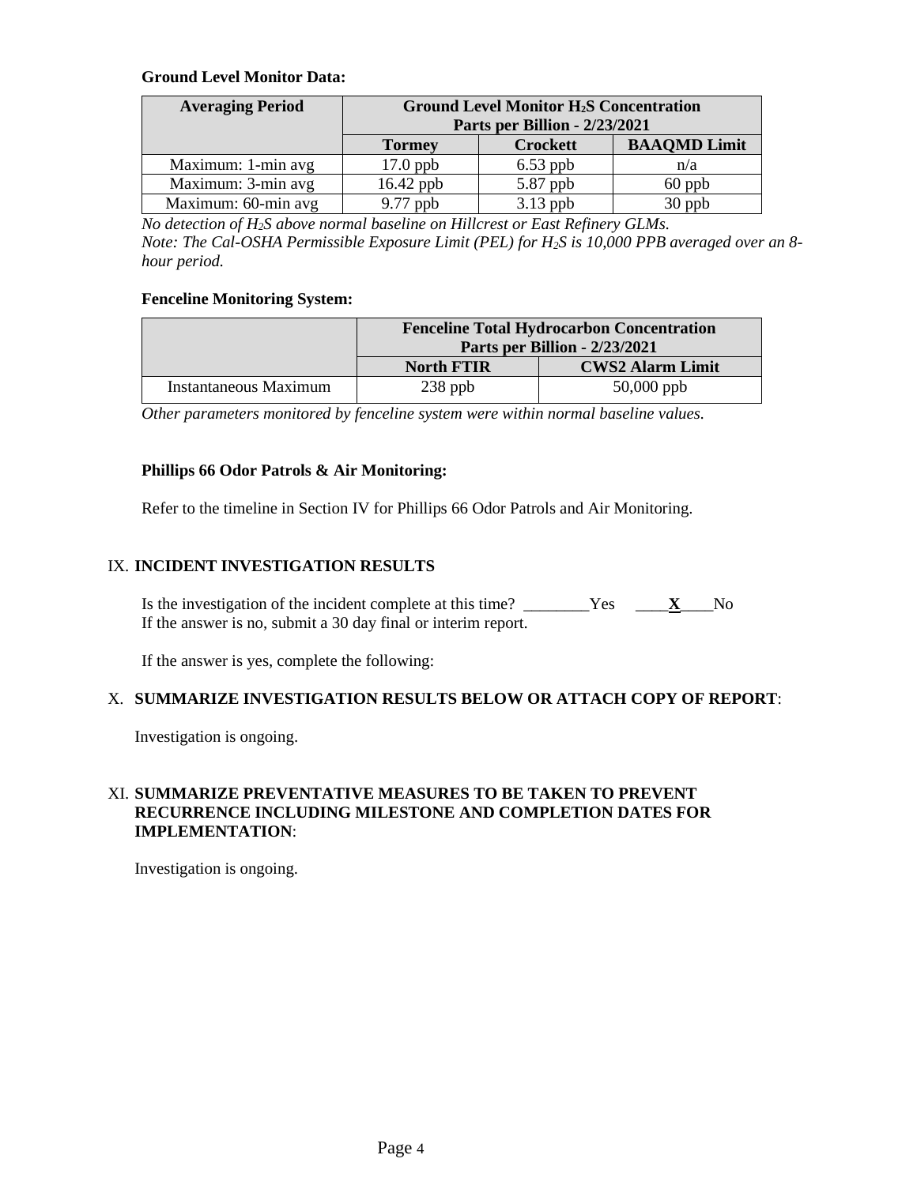**Ground Level Monitor Data:**

| Averaging Period | Ground Level Monitor $H_2S$ Concentration Parts per Billion - 2/23/2021 | | |
|---|---|---|---|
| | Tormey | Crockett | BAAQMD Limit |
| Maximum: 1-min avg | 17.0 ppb | 6.53 ppb | n/a |
| Maximum: 3-min avg | 16.42 ppb | 5.87 ppb | 60 ppb |
| Maximum: 60-min avg | 9.77 ppb | 3.13 ppb | 30 ppb |

*No detection of $H_2S$ above normal baseline on Hillcrest or East Refinery GLMs.*
*Note: The Cal-OSHA Permissible Exposure Limit (PEL) for $H_2S$ is 10,000 PPB averaged over an 8-hour period.*

**Fenceline Monitoring System:**

| | Fenceline Total Hydrocarbon Concentration Parts per Billion - 2/23/2021 | |
|---|---|---|
| | North FTIR | CWS2 Alarm Limit |
| Instantaneous Maximum | 238 ppb | 50,000 ppb |

*Other parameters monitored by fenceline system were within normal baseline values.*

**Phillips 66 Odor Patrols & Air Monitoring:**

Refer to the timeline in Section IV for Phillips 66 Odor Patrols and Air Monitoring.

## IX. INCIDENT INVESTIGATION RESULTS

Is the investigation of the incident complete at this time? ________Yes ____**X**____No
If the answer is no, submit a 30 day final or interim report.

If the answer is yes, complete the following:

## X. SUMMARIZE INVESTIGATION RESULTS BELOW OR ATTACH COPY OF REPORT:

Investigation is ongoing.

## XI. SUMMARIZE PREVENTATIVE MEASURES TO BE TAKEN TO PREVENT RECURRENCE INCLUDING MILESTONE AND COMPLETION DATES FOR IMPLEMENTATION:

Investigation is ongoing.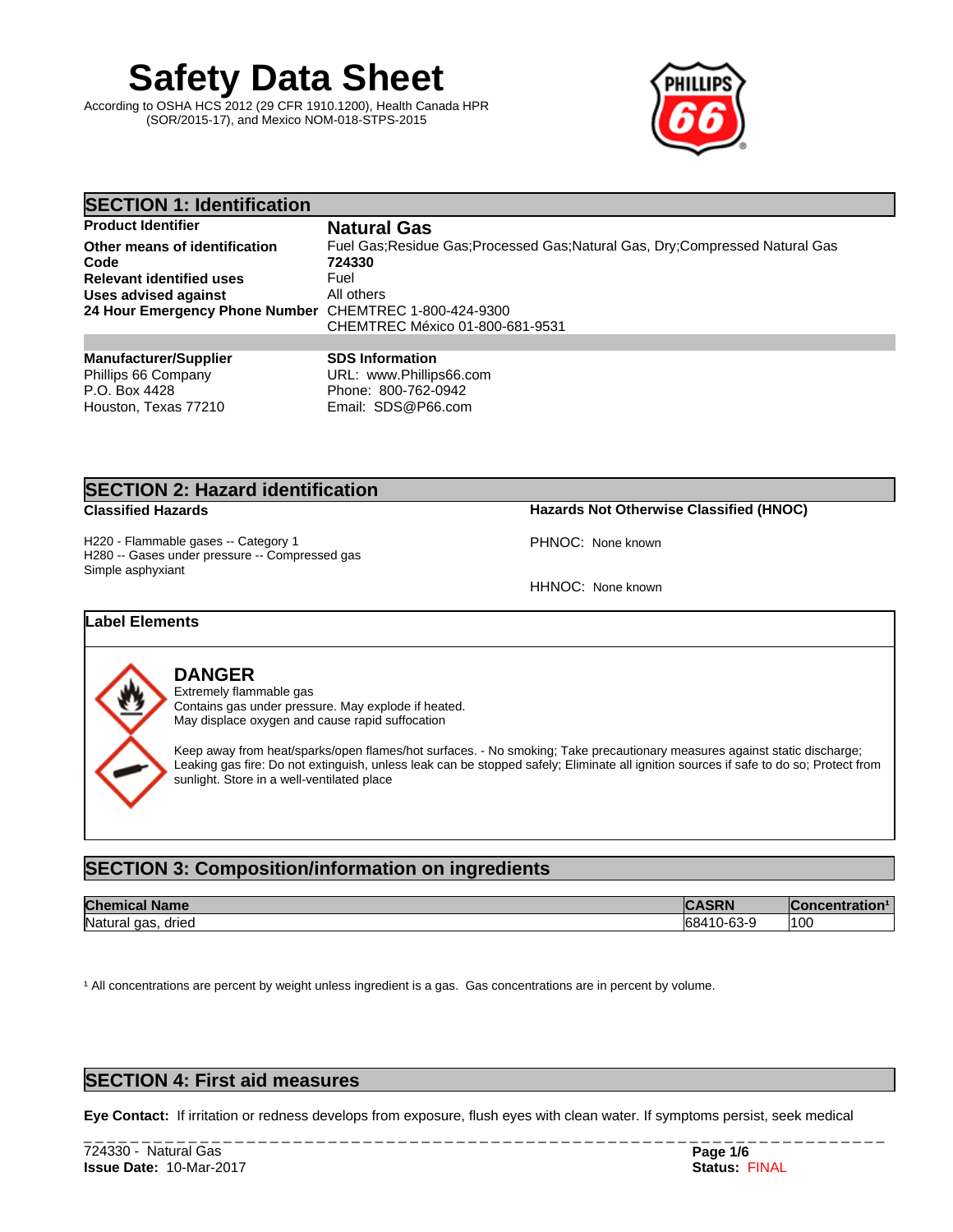# Safety Data Sheet

According to OSHA HCS 2012 (29 CFR 1910.1200), Health Canada HPR (SOR/2015-17), and Mexico NOM-018-STPS-2015

## SECTION 1: Identification

| | |
|---|---|
| **Product Identifier** | **Natural Gas** |
| **Other means of identification** | Fuel Gas;Residue Gas;Processed Gas;Natural Gas, Dry;Compressed Natural Gas |
| **Code** | **724330** |
| **Relevant identified uses** | Fuel |
| **Uses advised against** | All others |
| **24 Hour Emergency Phone Number** | CHEMTREC 1-800-424-9300<br>CHEMTREC México 01-800-681-9531 |

**Manufacturer/Supplier**
Phillips 66 Company
P.O. Box 4428
Houston, Texas 77210

**SDS Information**
URL: www.Phillips66.com
Phone: 800-762-0942
Email: SDS@P66.com

## SECTION 2: Hazard identification

**Classified Hazards**

H220 - Flammable gases -- Category 1
H280 -- Gases under pressure -- Compressed gas
Simple asphyxiant

**Hazards Not Otherwise Classified (HNOC)**

PHNOC: None known

HHNOC: None known

### Label Elements

**DANGER**
Extremely flammable gas
Contains gas under pressure. May explode if heated.
May displace oxygen and cause rapid suffocation

Keep away from heat/sparks/open flames/hot surfaces. - No smoking; Take precautionary measures against static discharge; Leaking gas fire: Do not extinguish, unless leak can be stopped safely; Eliminate all ignition sources if safe to do so; Protect from sunlight. Store in a well-ventilated place

## SECTION 3: Composition/information on ingredients

| Chemical Name | CASRN | Concentration[1] |
|---|---|---|
| Natural gas, dried | 68410-63-9 | 100 |

[1] All concentrations are percent by weight unless ingredient is a gas. Gas concentrations are in percent by volume.

## SECTION 4: First aid measures

**Eye Contact:** If irritation or redness develops from exposure, flush eyes with clean water. If symptoms persist, seek medical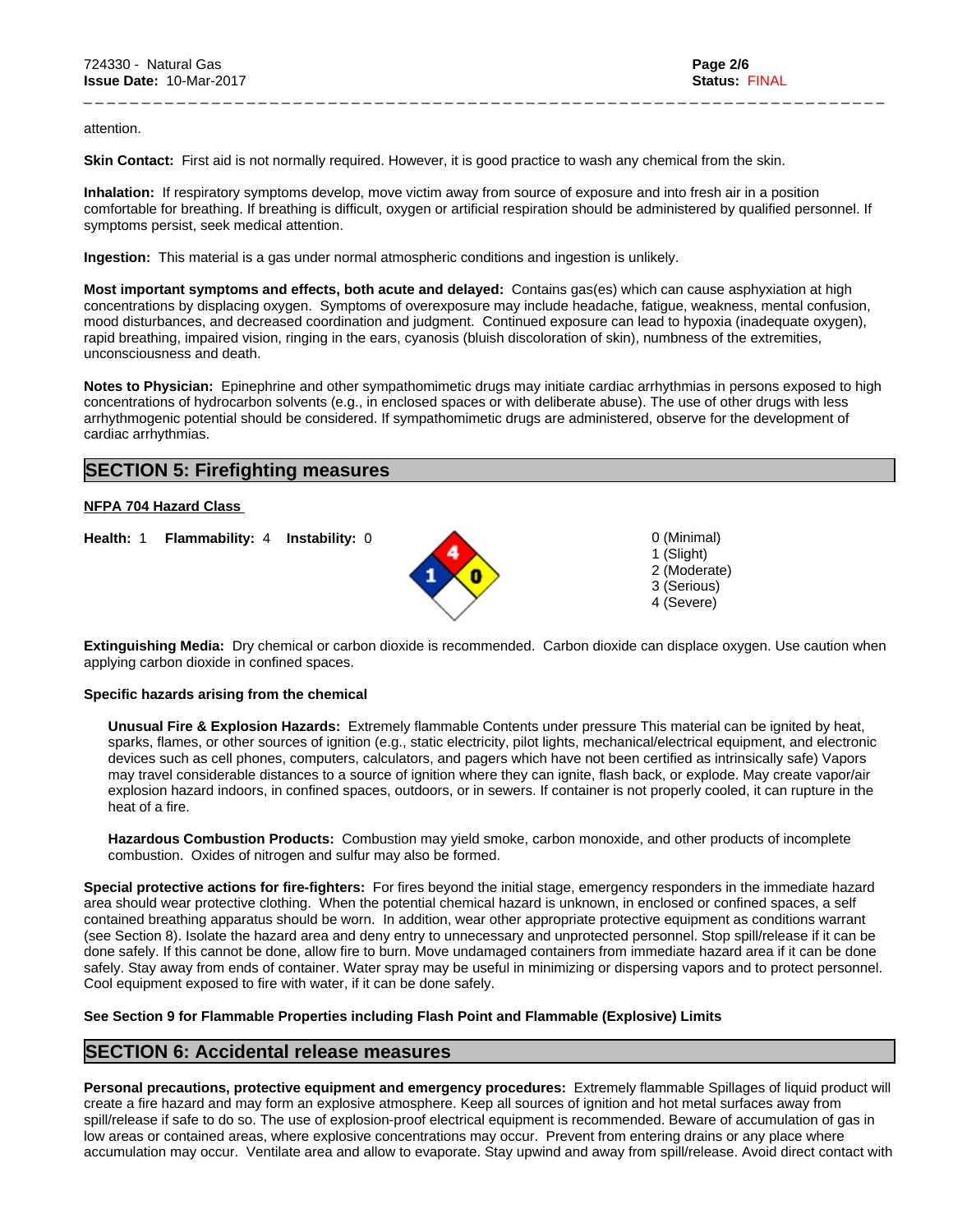attention.

**Skin Contact:** First aid is not normally required. However, it is good practice to wash any chemical from the skin.

**Inhalation:** If respiratory symptoms develop, move victim away from source of exposure and into fresh air in a position comfortable for breathing. If breathing is difficult, oxygen or artificial respiration should be administered by qualified personnel. If symptoms persist, seek medical attention.

**Ingestion:** This material is a gas under normal atmospheric conditions and ingestion is unlikely.

**Most important symptoms and effects, both acute and delayed:** Contains gas(es) which can cause asphyxiation at high concentrations by displacing oxygen. Symptoms of overexposure may include headache, fatigue, weakness, mental confusion, mood disturbances, and decreased coordination and judgment. Continued exposure can lead to hypoxia (inadequate oxygen), rapid breathing, impaired vision, ringing in the ears, cyanosis (bluish discoloration of skin), numbness of the extremities, unconsciousness and death.

**Notes to Physician:** Epinephrine and other sympathomimetic drugs may initiate cardiac arrhythmias in persons exposed to high concentrations of hydrocarbon solvents (e.g., in enclosed spaces or with deliberate abuse). The use of other drugs with less arrhythmogenic potential should be considered. If sympathomimetic drugs are administered, observe for the development of cardiac arrhythmias.

## SECTION 5: Firefighting measures

**NFPA 704 Hazard Class**

**Health:** 1 **Flammability:** 4 **Instability:** 0

0 (Minimal)
1 (Slight)
2 (Moderate)
3 (Serious)
4 (Severe)

**Extinguishing Media:** Dry chemical or carbon dioxide is recommended. Carbon dioxide can displace oxygen. Use caution when applying carbon dioxide in confined spaces.

**Specific hazards arising from the chemical**

**Unusual Fire & Explosion Hazards:** Extremely flammable Contents under pressure This material can be ignited by heat, sparks, flames, or other sources of ignition (e.g., static electricity, pilot lights, mechanical/electrical equipment, and electronic devices such as cell phones, computers, calculators, and pagers which have not been certified as intrinsically safe) Vapors may travel considerable distances to a source of ignition where they can ignite, flash back, or explode. May create vapor/air explosion hazard indoors, in confined spaces, outdoors, or in sewers. If container is not properly cooled, it can rupture in the heat of a fire.

**Hazardous Combustion Products:** Combustion may yield smoke, carbon monoxide, and other products of incomplete combustion. Oxides of nitrogen and sulfur may also be formed.

**Special protective actions for fire-fighters:** For fires beyond the initial stage, emergency responders in the immediate hazard area should wear protective clothing. When the potential chemical hazard is unknown, in enclosed or confined spaces, a self contained breathing apparatus should be worn. In addition, wear other appropriate protective equipment as conditions warrant (see Section 8). Isolate the hazard area and deny entry to unnecessary and unprotected personnel. Stop spill/release if it can be done safely. If this cannot be done, allow fire to burn. Move undamaged containers from immediate hazard area if it can be done safely. Stay away from ends of container. Water spray may be useful in minimizing or dispersing vapors and to protect personnel. Cool equipment exposed to fire with water, if it can be done safely.

**See Section 9 for Flammable Properties including Flash Point and Flammable (Explosive) Limits**

## SECTION 6: Accidental release measures

**Personal precautions, protective equipment and emergency procedures:** Extremely flammable Spillages of liquid product will create a fire hazard and may form an explosive atmosphere. Keep all sources of ignition and hot metal surfaces away from spill/release if safe to do so. The use of explosion-proof electrical equipment is recommended. Beware of accumulation of gas in low areas or contained areas, where explosive concentrations may occur. Prevent from entering drains or any place where accumulation may occur. Ventilate area and allow to evaporate. Stay upwind and away from spill/release. Avoid direct contact with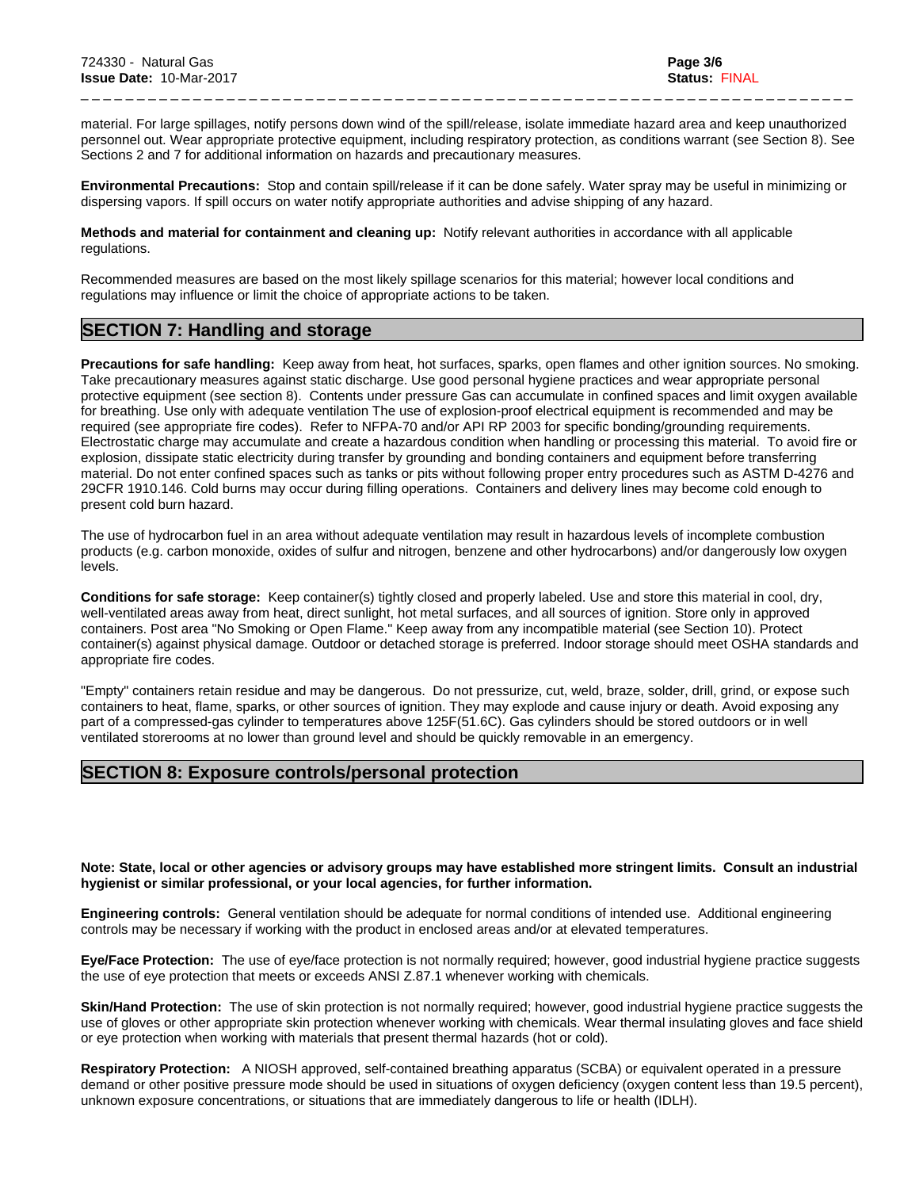material. For large spillages, notify persons down wind of the spill/release, isolate immediate hazard area and keep unauthorized personnel out. Wear appropriate protective equipment, including respiratory protection, as conditions warrant (see Section 8). See Sections 2 and 7 for additional information on hazards and precautionary measures.

**Environmental Precautions:** Stop and contain spill/release if it can be done safely. Water spray may be useful in minimizing or dispersing vapors. If spill occurs on water notify appropriate authorities and advise shipping of any hazard.

**Methods and material for containment and cleaning up:** Notify relevant authorities in accordance with all applicable regulations.

Recommended measures are based on the most likely spillage scenarios for this material; however local conditions and regulations may influence or limit the choice of appropriate actions to be taken.

## SECTION 7: Handling and storage

**Precautions for safe handling:** Keep away from heat, hot surfaces, sparks, open flames and other ignition sources. No smoking. Take precautionary measures against static discharge. Use good personal hygiene practices and wear appropriate personal protective equipment (see section 8). Contents under pressure Gas can accumulate in confined spaces and limit oxygen available for breathing. Use only with adequate ventilation The use of explosion-proof electrical equipment is recommended and may be required (see appropriate fire codes). Refer to NFPA-70 and/or API RP 2003 for specific bonding/grounding requirements. Electrostatic charge may accumulate and create a hazardous condition when handling or processing this material. To avoid fire or explosion, dissipate static electricity during transfer by grounding and bonding containers and equipment before transferring material. Do not enter confined spaces such as tanks or pits without following proper entry procedures such as ASTM D-4276 and 29CFR 1910.146. Cold burns may occur during filling operations. Containers and delivery lines may become cold enough to present cold burn hazard.

The use of hydrocarbon fuel in an area without adequate ventilation may result in hazardous levels of incomplete combustion products (e.g. carbon monoxide, oxides of sulfur and nitrogen, benzene and other hydrocarbons) and/or dangerously low oxygen levels.

**Conditions for safe storage:** Keep container(s) tightly closed and properly labeled. Use and store this material in cool, dry, well-ventilated areas away from heat, direct sunlight, hot metal surfaces, and all sources of ignition. Store only in approved containers. Post area "No Smoking or Open Flame." Keep away from any incompatible material (see Section 10). Protect container(s) against physical damage. Outdoor or detached storage is preferred. Indoor storage should meet OSHA standards and appropriate fire codes.

"Empty" containers retain residue and may be dangerous. Do not pressurize, cut, weld, braze, solder, drill, grind, or expose such containers to heat, flame, sparks, or other sources of ignition. They may explode and cause injury or death. Avoid exposing any part of a compressed-gas cylinder to temperatures above 125F(51.6C). Gas cylinders should be stored outdoors or in well ventilated storerooms at no lower than ground level and should be quickly removable in an emergency.

## SECTION 8: Exposure controls/personal protection

**Note: State, local or other agencies or advisory groups may have established more stringent limits. Consult an industrial hygienist or similar professional, or your local agencies, for further information.**

**Engineering controls:** General ventilation should be adequate for normal conditions of intended use. Additional engineering controls may be necessary if working with the product in enclosed areas and/or at elevated temperatures.

**Eye/Face Protection:** The use of eye/face protection is not normally required; however, good industrial hygiene practice suggests the use of eye protection that meets or exceeds ANSI Z.87.1 whenever working with chemicals.

**Skin/Hand Protection:** The use of skin protection is not normally required; however, good industrial hygiene practice suggests the use of gloves or other appropriate skin protection whenever working with chemicals. Wear thermal insulating gloves and face shield or eye protection when working with materials that present thermal hazards (hot or cold).

**Respiratory Protection:** A NIOSH approved, self-contained breathing apparatus (SCBA) or equivalent operated in a pressure demand or other positive pressure mode should be used in situations of oxygen deficiency (oxygen content less than 19.5 percent), unknown exposure concentrations, or situations that are immediately dangerous to life or health (IDLH).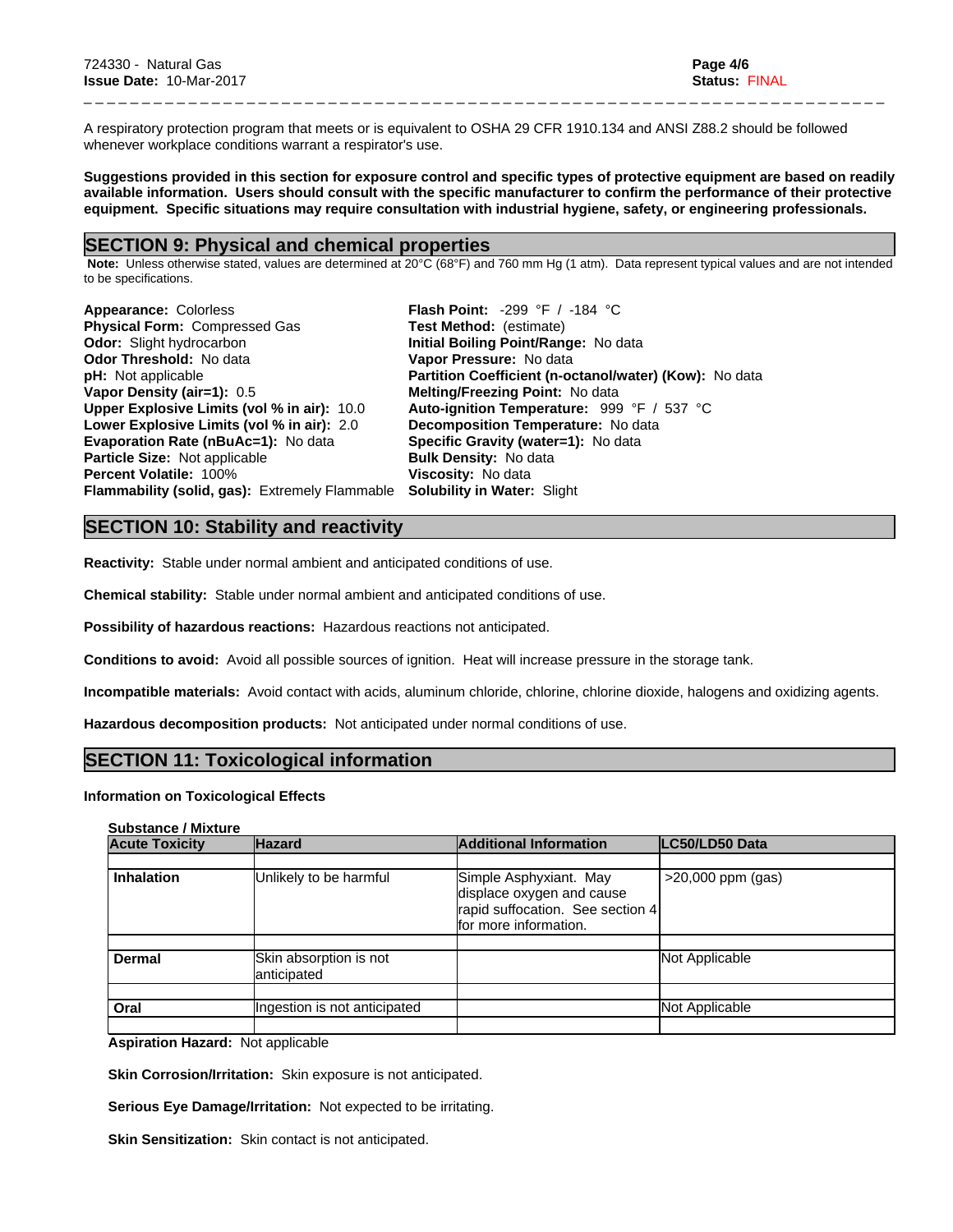A respiratory protection program that meets or is equivalent to OSHA 29 CFR 1910.134 and ANSI Z88.2 should be followed whenever workplace conditions warrant a respirator's use.

**Suggestions provided in this section for exposure control and specific types of protective equipment are based on readily available information. Users should consult with the specific manufacturer to confirm the performance of their protective equipment. Specific situations may require consultation with industrial hygiene, safety, or engineering professionals.**

## SECTION 9: Physical and chemical properties

**Note:** Unless otherwise stated, values are determined at 20°C (68°F) and 760 mm Hg (1 atm). Data represent typical values and are not intended to be specifications.

**Appearance:** Colorless
**Physical Form:** Compressed Gas
**Odor:** Slight hydrocarbon
**Odor Threshold:** No data
**pH:** Not applicable
**Vapor Density (air=1):** 0.5
**Upper Explosive Limits (vol % in air):** 10.0
**Lower Explosive Limits (vol % in air):** 2.0
**Evaporation Rate (nBuAc=1):** No data
**Particle Size:** Not applicable
**Percent Volatile:** 100%
**Flammability (solid, gas):** Extremely Flammable

**Flash Point:** -299 °F / -184 °C
**Test Method:** (estimate)
**Initial Boiling Point/Range:** No data
**Vapor Pressure:** No data
**Partition Coefficient (n-octanol/water) (Kow):** No data
**Melting/Freezing Point:** No data
**Auto-ignition Temperature:** 999 °F / 537 °C
**Decomposition Temperature:** No data
**Specific Gravity (water=1):** No data
**Bulk Density:** No data
**Viscosity:** No data
**Solubility in Water:** Slight

## SECTION 10: Stability and reactivity

**Reactivity:** Stable under normal ambient and anticipated conditions of use.

**Chemical stability:** Stable under normal ambient and anticipated conditions of use.

**Possibility of hazardous reactions:** Hazardous reactions not anticipated.

**Conditions to avoid:** Avoid all possible sources of ignition. Heat will increase pressure in the storage tank.

**Incompatible materials:** Avoid contact with acids, aluminum chloride, chlorine, chlorine dioxide, halogens and oxidizing agents.

**Hazardous decomposition products:** Not anticipated under normal conditions of use.

## SECTION 11: Toxicological information

**Information on Toxicological Effects**

**Substance / Mixture**

| Acute Toxicity | Hazard | Additional Information | LC50/LD50 Data |
|---|---|---|---|
| **Inhalation** | Unlikely to be harmful | Simple Asphyxiant. May displace oxygen and cause rapid suffocation. See section 4 for more information. | >20,000 ppm (gas) |
| **Dermal** | Skin absorption is not anticipated | | Not Applicable |
| **Oral** | Ingestion is not anticipated | | Not Applicable |

**Aspiration Hazard:** Not applicable

**Skin Corrosion/Irritation:** Skin exposure is not anticipated.

**Serious Eye Damage/Irritation:** Not expected to be irritating.

**Skin Sensitization:** Skin contact is not anticipated.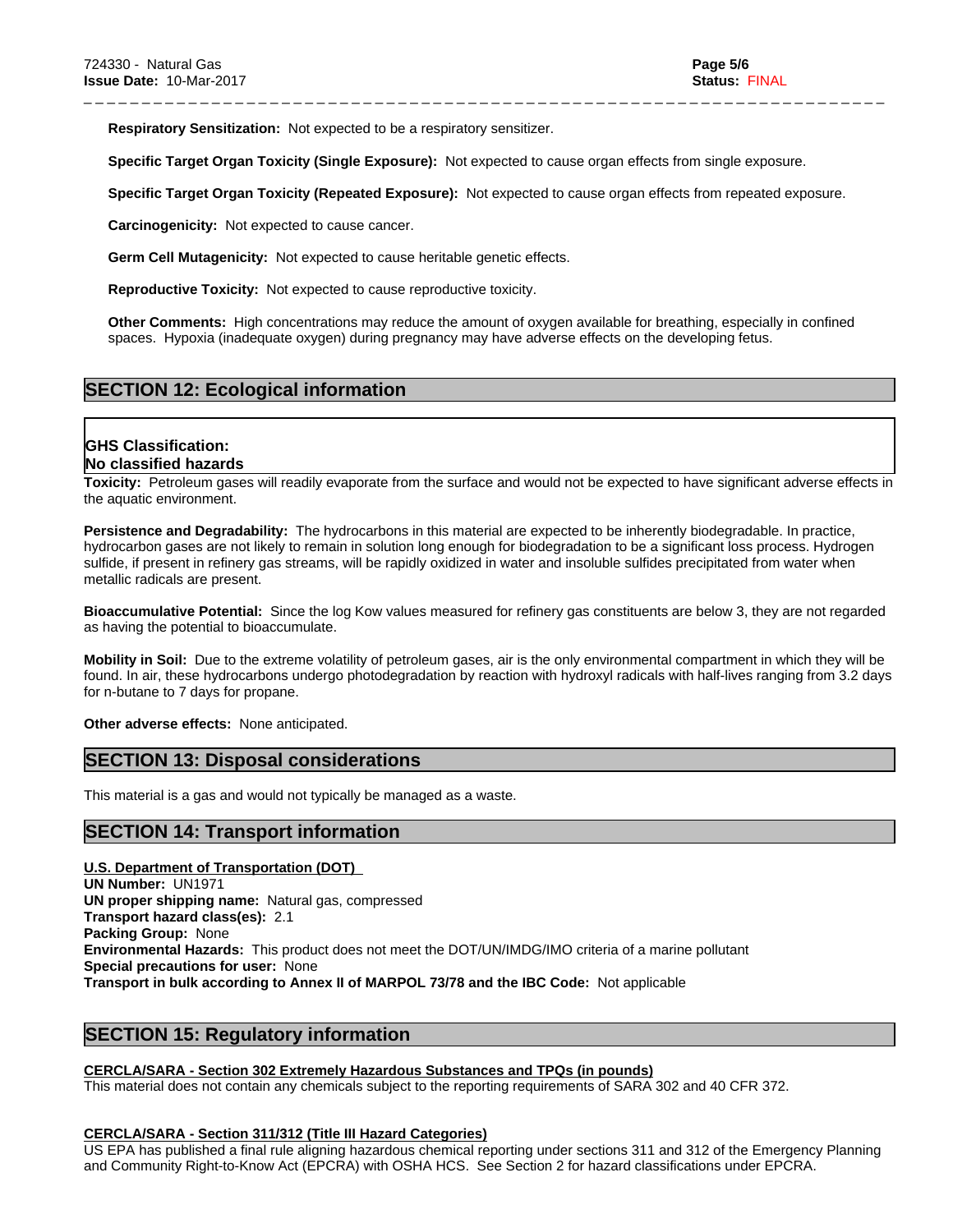**Respiratory Sensitization:** Not expected to be a respiratory sensitizer.

**Specific Target Organ Toxicity (Single Exposure):** Not expected to cause organ effects from single exposure.

**Specific Target Organ Toxicity (Repeated Exposure):** Not expected to cause organ effects from repeated exposure.

**Carcinogenicity:** Not expected to cause cancer.

**Germ Cell Mutagenicity:** Not expected to cause heritable genetic effects.

**Reproductive Toxicity:** Not expected to cause reproductive toxicity.

**Other Comments:** High concentrations may reduce the amount of oxygen available for breathing, especially in confined spaces. Hypoxia (inadequate oxygen) during pregnancy may have adverse effects on the developing fetus.

## SECTION 12: Ecological information

**GHS Classification:**
**No classified hazards**

**Toxicity:** Petroleum gases will readily evaporate from the surface and would not be expected to have significant adverse effects in the aquatic environment.

**Persistence and Degradability:** The hydrocarbons in this material are expected to be inherently biodegradable. In practice, hydrocarbon gases are not likely to remain in solution long enough for biodegradation to be a significant loss process. Hydrogen sulfide, if present in refinery gas streams, will be rapidly oxidized in water and insoluble sulfides precipitated from water when metallic radicals are present.

**Bioaccumulative Potential:** Since the log Kow values measured for refinery gas constituents are below 3, they are not regarded as having the potential to bioaccumulate.

**Mobility in Soil:** Due to the extreme volatility of petroleum gases, air is the only environmental compartment in which they will be found. In air, these hydrocarbons undergo photodegradation by reaction with hydroxyl radicals with half-lives ranging from 3.2 days for n-butane to 7 days for propane.

**Other adverse effects:** None anticipated.

## SECTION 13: Disposal considerations

This material is a gas and would not typically be managed as a waste.

## SECTION 14: Transport information

**U.S. Department of Transportation (DOT)**

**UN Number:** UN1971
**UN proper shipping name:** Natural gas, compressed
**Transport hazard class(es):** 2.1
**Packing Group:** None
**Environmental Hazards:** This product does not meet the DOT/UN/IMDG/IMO criteria of a marine pollutant
**Special precautions for user:** None
**Transport in bulk according to Annex II of MARPOL 73/78 and the IBC Code:** Not applicable

## SECTION 15: Regulatory information

**CERCLA/SARA - Section 302 Extremely Hazardous Substances and TPQs (in pounds)**

This material does not contain any chemicals subject to the reporting requirements of SARA 302 and 40 CFR 372.

**CERCLA/SARA - Section 311/312 (Title III Hazard Categories)**

US EPA has published a final rule aligning hazardous chemical reporting under sections 311 and 312 of the Emergency Planning and Community Right-to-Know Act (EPCRA) with OSHA HCS. See Section 2 for hazard classifications under EPCRA.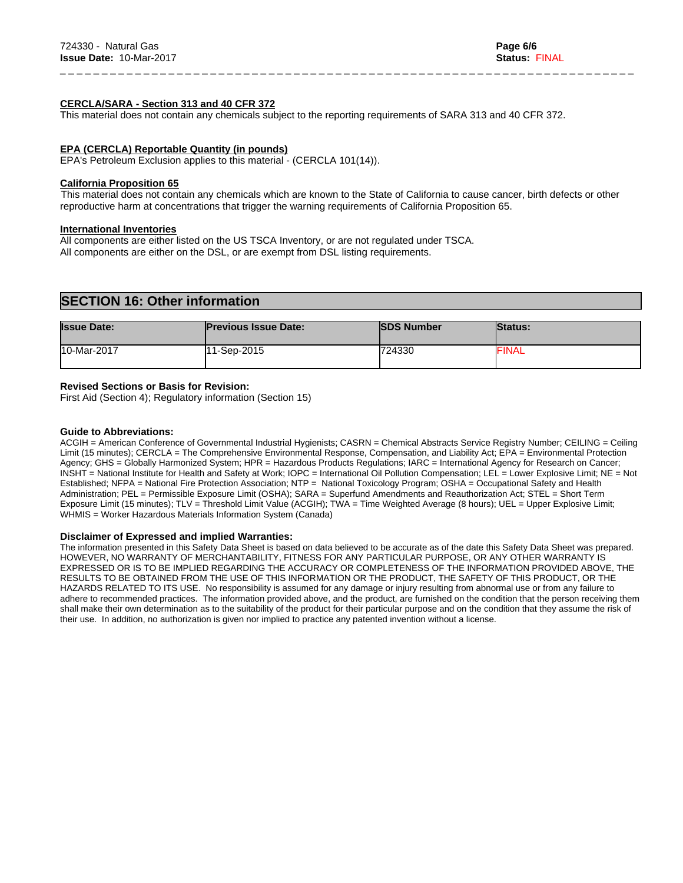**CERCLA/SARA - Section 313 and 40 CFR 372**

This material does not contain any chemicals subject to the reporting requirements of SARA 313 and 40 CFR 372.

**EPA (CERCLA) Reportable Quantity (in pounds)**

EPA's Petroleum Exclusion applies to this material - (CERCLA 101(14)).

**California Proposition 65**

This material does not contain any chemicals which are known to the State of California to cause cancer, birth defects or other reproductive harm at concentrations that trigger the warning requirements of California Proposition 65.

**International Inventories**

All components are either listed on the US TSCA Inventory, or are not regulated under TSCA.
All components are either on the DSL, or are exempt from DSL listing requirements.

## SECTION 16: Other information

| Issue Date: | Previous Issue Date: | SDS Number | Status: |
|---|---|---|---|
| 10-Mar-2017 | 11-Sep-2015 | 724330 | FINAL |

**Revised Sections or Basis for Revision:**
First Aid (Section 4); Regulatory information (Section 15)

**Guide to Abbreviations:**
ACGIH = American Conference of Governmental Industrial Hygienists; CASRN = Chemical Abstracts Service Registry Number; CEILING = Ceiling Limit (15 minutes); CERCLA = The Comprehensive Environmental Response, Compensation, and Liability Act; EPA = Environmental Protection Agency; GHS = Globally Harmonized System; HPR = Hazardous Products Regulations; IARC = International Agency for Research on Cancer; INSHT = National Institute for Health and Safety at Work; IOPC = International Oil Pollution Compensation; LEL = Lower Explosive Limit; NE = Not Established; NFPA = National Fire Protection Association; NTP = National Toxicology Program; OSHA = Occupational Safety and Health Administration; PEL = Permissible Exposure Limit (OSHA); SARA = Superfund Amendments and Reauthorization Act; STEL = Short Term Exposure Limit (15 minutes); TLV = Threshold Limit Value (ACGIH); TWA = Time Weighted Average (8 hours); UEL = Upper Explosive Limit; WHMIS = Worker Hazardous Materials Information System (Canada)

**Disclaimer of Expressed and implied Warranties:**
The information presented in this Safety Data Sheet is based on data believed to be accurate as of the date this Safety Data Sheet was prepared. HOWEVER, NO WARRANTY OF MERCHANTABILITY, FITNESS FOR ANY PARTICULAR PURPOSE, OR ANY OTHER WARRANTY IS EXPRESSED OR IS TO BE IMPLIED REGARDING THE ACCURACY OR COMPLETENESS OF THE INFORMATION PROVIDED ABOVE, THE RESULTS TO BE OBTAINED FROM THE USE OF THIS INFORMATION OR THE PRODUCT, THE SAFETY OF THIS PRODUCT, OR THE HAZARDS RELATED TO ITS USE. No responsibility is assumed for any damage or injury resulting from abnormal use or from any failure to adhere to recommended practices. The information provided above, and the product, are furnished on the condition that the person receiving them shall make their own determination as to the suitability of the product for their particular purpose and on the condition that they assume the risk of their use. In addition, no authorization is given nor implied to practice any patented invention without a license.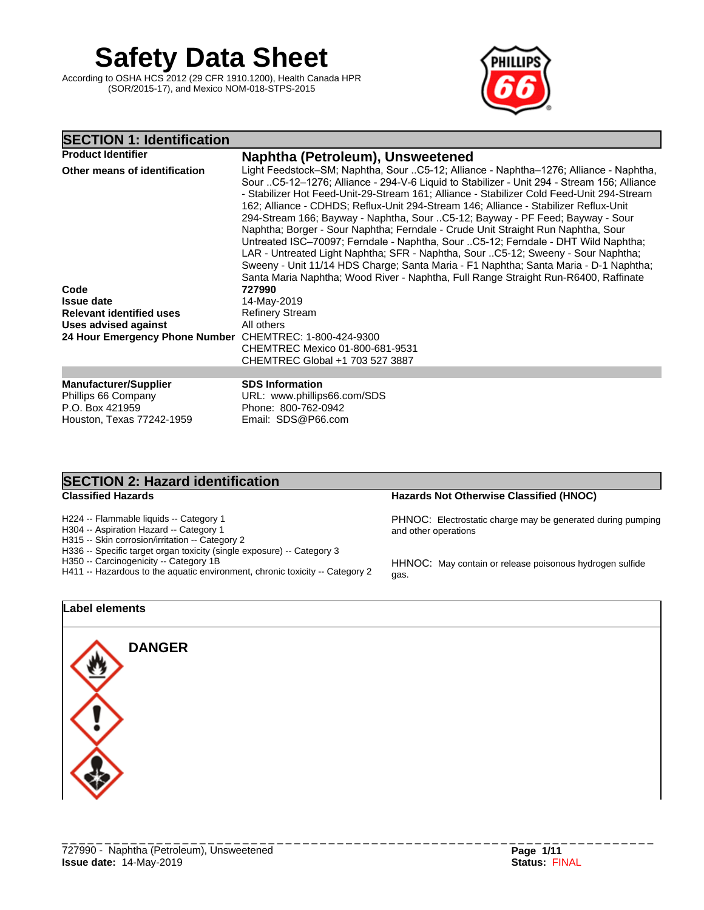# Safety Data Sheet

According to OSHA HCS 2012 (29 CFR 1910.1200), Health Canada HPR (SOR/2015-17), and Mexico NOM-018-STPS-2015

## SECTION 1: Identification

| | |
|---|---|
| **Product Identifier** | **Naphtha (Petroleum), Unsweetened** |
| **Other means of identification** | Light Feedstock–SM; Naphtha, Sour ..C5-12; Alliance - Naphtha–1276; Alliance - Naphtha, Sour ..C5-12–1276; Alliance - 294-V-6 Liquid to Stabilizer - Unit 294 - Stream 156; Alliance - Stabilizer Hot Feed-Unit-29-Stream 161; Alliance - Stabilizer Cold Feed-Unit 294-Stream 162; Alliance - CDHDS; Reflux-Unit 294-Stream 146; Alliance - Stabilizer Reflux-Unit 294-Stream 166; Bayway - Naphtha, Sour ..C5-12; Bayway - PF Feed; Bayway - Sour Naphtha; Borger - Sour Naphtha; Ferndale - Crude Unit Straight Run Naphtha, Sour Untreated ISC–70097; Ferndale - Naphtha, Sour ..C5-12; Ferndale - DHT Wild Naphtha; LAR - Untreated Light Naphtha; SFR - Naphtha, Sour ..C5-12; Sweeny - Sour Naphtha; Sweeny - Unit 11/14 HDS Charge; Santa Maria - F1 Naphtha; Santa Maria - D-1 Naphtha; Santa Maria Naphtha; Wood River - Naphtha, Full Range Straight Run-R6400, Raffinate |
| **Code** | **727990** |
| **Issue date** | 14-May-2019 |
| **Relevant identified uses** | Refinery Stream |
| **Uses advised against** | All others |
| **24 Hour Emergency Phone Number** | CHEMTREC: 1-800-424-9300<br>CHEMTREC Mexico 01-800-681-9531<br>CHEMTREC Global +1 703 527 3887 |

**Manufacturer/Supplier**
Phillips 66 Company
P.O. Box 421959
Houston, Texas 77242-1959

**SDS Information**
URL: www.phillips66.com/SDS
Phone: 800-762-0942
Email: SDS@P66.com

## SECTION 2: Hazard identification

**Classified Hazards**

H224 -- Flammable liquids -- Category 1
H304 -- Aspiration Hazard -- Category 1
H315 -- Skin corrosion/irritation -- Category 2
H336 -- Specific target organ toxicity (single exposure) -- Category 3
H350 -- Carcinogenicity -- Category 1B
H411 -- Hazardous to the aquatic environment, chronic toxicity -- Category 2

**Hazards Not Otherwise Classified (HNOC)**

PHNOC: Electrostatic charge may be generated during pumping and other operations

HHNOC: May contain or release poisonous hydrogen sulfide gas.

### Label elements

**DANGER**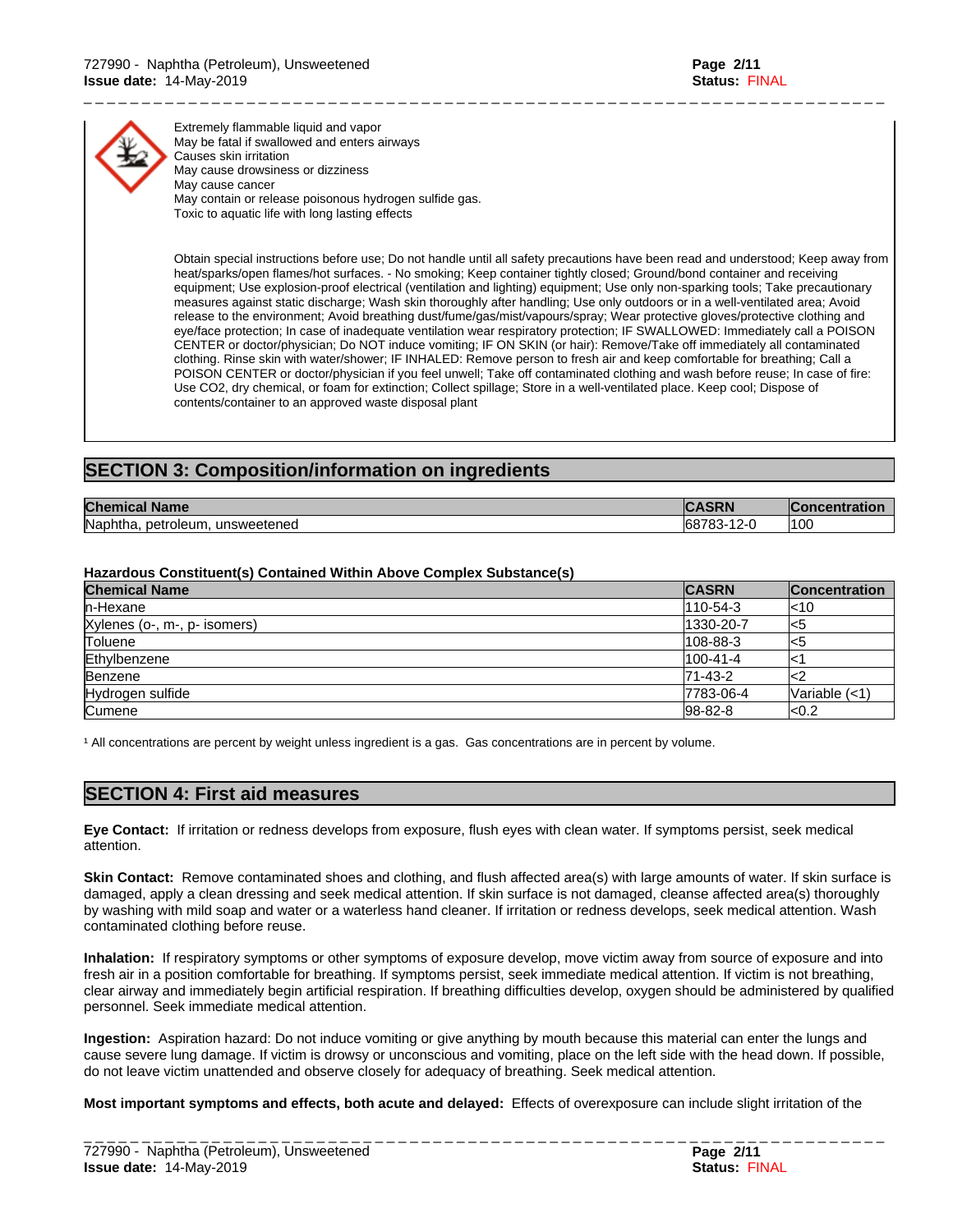Extremely flammable liquid and vapor
May be fatal if swallowed and enters airways
Causes skin irritation
May cause drowsiness or dizziness
May cause cancer
May contain or release poisonous hydrogen sulfide gas.
Toxic to aquatic life with long lasting effects

Obtain special instructions before use; Do not handle until all safety precautions have been read and understood; Keep away from heat/sparks/open flames/hot surfaces. - No smoking; Keep container tightly closed; Ground/bond container and receiving equipment; Use explosion-proof electrical (ventilation and lighting) equipment; Use only non-sparking tools; Take precautionary measures against static discharge; Wash skin thoroughly after handling; Use only outdoors or in a well-ventilated area; Avoid release to the environment; Avoid breathing dust/fume/gas/mist/vapours/spray; Wear protective gloves/protective clothing and eye/face protection; In case of inadequate ventilation wear respiratory protection; IF SWALLOWED: Immediately call a POISON CENTER or doctor/physician; Do NOT induce vomiting; IF ON SKIN (or hair): Remove/Take off immediately all contaminated clothing. Rinse skin with water/shower; IF INHALED: Remove person to fresh air and keep comfortable for breathing; Call a POISON CENTER or doctor/physician if you feel unwell; Take off contaminated clothing and wash before reuse; In case of fire: Use CO2, dry chemical, or foam for extinction; Collect spillage; Store in a well-ventilated place. Keep cool; Dispose of contents/container to an approved waste disposal plant

## SECTION 3: Composition/information on ingredients

| Chemical Name | CASRN | Concentration |
|---|---|---|
| Naphtha, petroleum, unsweetened | 68783-12-0 | 100 |

**Hazardous Constituent(s) Contained Within Above Complex Substance(s)**

| Chemical Name | CASRN | Concentration |
|---|---|---|
| n-Hexane | 110-54-3 | <10 |
| Xylenes (o-, m-, p- isomers) | 1330-20-7 | <5 |
| Toluene | 108-88-3 | <5 |
| Ethylbenzene | 100-41-4 | <1 |
| Benzene | 71-43-2 | <2 |
| Hydrogen sulfide | 7783-06-4 | Variable (<1) |
| Cumene | 98-82-8 | <0.2 |

[1] All concentrations are percent by weight unless ingredient is a gas. Gas concentrations are in percent by volume.

## SECTION 4: First aid measures

**Eye Contact:** If irritation or redness develops from exposure, flush eyes with clean water. If symptoms persist, seek medical attention.

**Skin Contact:** Remove contaminated shoes and clothing, and flush affected area(s) with large amounts of water. If skin surface is damaged, apply a clean dressing and seek medical attention. If skin surface is not damaged, cleanse affected area(s) thoroughly by washing with mild soap and water or a waterless hand cleaner. If irritation or redness develops, seek medical attention. Wash contaminated clothing before reuse.

**Inhalation:** If respiratory symptoms or other symptoms of exposure develop, move victim away from source of exposure and into fresh air in a position comfortable for breathing. If symptoms persist, seek immediate medical attention. If victim is not breathing, clear airway and immediately begin artificial respiration. If breathing difficulties develop, oxygen should be administered by qualified personnel. Seek immediate medical attention.

**Ingestion:** Aspiration hazard: Do not induce vomiting or give anything by mouth because this material can enter the lungs and cause severe lung damage. If victim is drowsy or unconscious and vomiting, place on the left side with the head down. If possible, do not leave victim unattended and observe closely for adequacy of breathing. Seek medical attention.

**Most important symptoms and effects, both acute and delayed:** Effects of overexposure can include slight irritation of the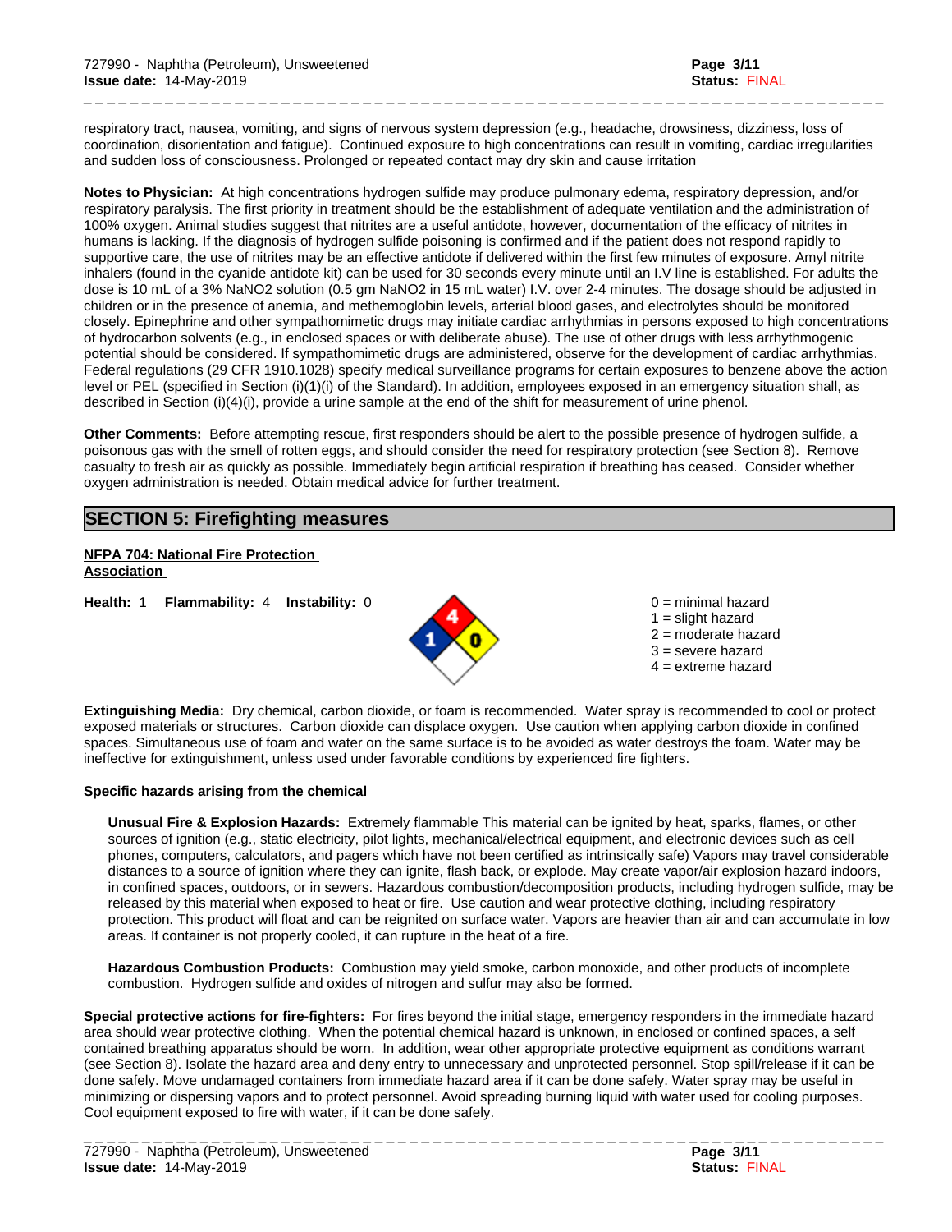respiratory tract, nausea, vomiting, and signs of nervous system depression (e.g., headache, drowsiness, dizziness, loss of coordination, disorientation and fatigue). Continued exposure to high concentrations can result in vomiting, cardiac irregularities and sudden loss of consciousness. Prolonged or repeated contact may dry skin and cause irritation

**Notes to Physician:** At high concentrations hydrogen sulfide may produce pulmonary edema, respiratory depression, and/or respiratory paralysis. The first priority in treatment should be the establishment of adequate ventilation and the administration of 100% oxygen. Animal studies suggest that nitrites are a useful antidote, however, documentation of the efficacy of nitrites in humans is lacking. If the diagnosis of hydrogen sulfide poisoning is confirmed and if the patient does not respond rapidly to supportive care, the use of nitrites may be an effective antidote if delivered within the first few minutes of exposure. Amyl nitrite inhalers (found in the cyanide antidote kit) can be used for 30 seconds every minute until an I.V line is established. For adults the dose is 10 mL of a 3% $NaNO_2$ solution (0.5 gm $NaNO_2$ in 15 mL water) I.V. over 2-4 minutes. The dosage should be adjusted in children or in the presence of anemia, and methemoglobin levels, arterial blood gases, and electrolytes should be monitored closely. Epinephrine and other sympathomimetic drugs may initiate cardiac arrhythmias in persons exposed to high concentrations of hydrocarbon solvents (e.g., in enclosed spaces or with deliberate abuse). The use of other drugs with less arrhythmogenic potential should be considered. If sympathomimetic drugs are administered, observe for the development of cardiac arrhythmias. Federal regulations (29 CFR 1910.1028) specify medical surveillance programs for certain exposures to benzene above the action level or PEL (specified in Section (i)(1)(i) of the Standard). In addition, employees exposed in an emergency situation shall, as described in Section (i)(4)(i), provide a urine sample at the end of the shift for measurement of urine phenol.

**Other Comments:** Before attempting rescue, first responders should be alert to the possible presence of hydrogen sulfide, a poisonous gas with the smell of rotten eggs, and should consider the need for respiratory protection (see Section 8). Remove casualty to fresh air as quickly as possible. Immediately begin artificial respiration if breathing has ceased. Consider whether oxygen administration is needed. Obtain medical advice for further treatment.

## SECTION 5: Firefighting measures

**NFPA 704: National Fire Protection Association**

**Health:** 1 **Flammability:** 4 **Instability:** 0

0 = minimal hazard
1 = slight hazard
2 = moderate hazard
3 = severe hazard
4 = extreme hazard

**Extinguishing Media:** Dry chemical, carbon dioxide, or foam is recommended. Water spray is recommended to cool or protect exposed materials or structures. Carbon dioxide can displace oxygen. Use caution when applying carbon dioxide in confined spaces. Simultaneous use of foam and water on the same surface is to be avoided as water destroys the foam. Water may be ineffective for extinguishment, unless used under favorable conditions by experienced fire fighters.

**Specific hazards arising from the chemical**

**Unusual Fire & Explosion Hazards:** Extremely flammable This material can be ignited by heat, sparks, flames, or other sources of ignition (e.g., static electricity, pilot lights, mechanical/electrical equipment, and electronic devices such as cell phones, computers, calculators, and pagers which have not been certified as intrinsically safe) Vapors may travel considerable distances to a source of ignition where they can ignite, flash back, or explode. May create vapor/air explosion hazard indoors, in confined spaces, outdoors, or in sewers. Hazardous combustion/decomposition products, including hydrogen sulfide, may be released by this material when exposed to heat or fire. Use caution and wear protective clothing, including respiratory protection. This product will float and can be reignited on surface water. Vapors are heavier than air and can accumulate in low areas. If container is not properly cooled, it can rupture in the heat of a fire.

**Hazardous Combustion Products:** Combustion may yield smoke, carbon monoxide, and other products of incomplete combustion. Hydrogen sulfide and oxides of nitrogen and sulfur may also be formed.

**Special protective actions for fire-fighters:** For fires beyond the initial stage, emergency responders in the immediate hazard area should wear protective clothing. When the potential chemical hazard is unknown, in enclosed or confined spaces, a self contained breathing apparatus should be worn. In addition, wear other appropriate protective equipment as conditions warrant (see Section 8). Isolate the hazard area and deny entry to unnecessary and unprotected personnel. Stop spill/release if it can be done safely. Move undamaged containers from immediate hazard area if it can be done safely. Water spray may be useful in minimizing or dispersing vapors and to protect personnel. Avoid spreading burning liquid with water used for cooling purposes. Cool equipment exposed to fire with water, if it can be done safely.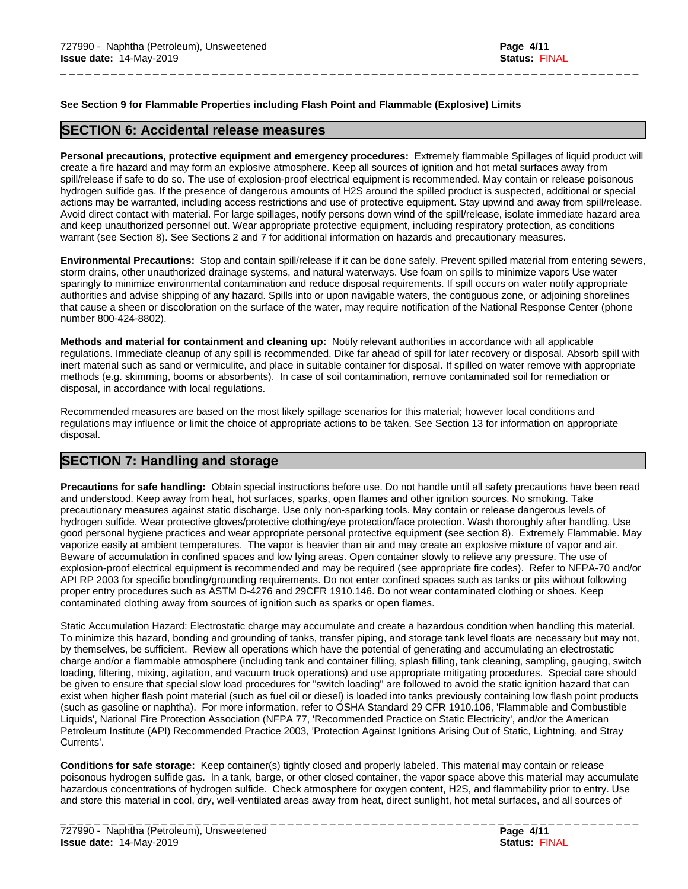**See Section 9 for Flammable Properties including Flash Point and Flammable (Explosive) Limits**

## SECTION 6: Accidental release measures

**Personal precautions, protective equipment and emergency procedures:** Extremely flammable Spillages of liquid product will create a fire hazard and may form an explosive atmosphere. Keep all sources of ignition and hot metal surfaces away from spill/release if safe to do so. The use of explosion-proof electrical equipment is recommended. May contain or release poisonous hydrogen sulfide gas. If the presence of dangerous amounts of H2S around the spilled product is suspected, additional or special actions may be warranted, including access restrictions and use of protective equipment. Stay upwind and away from spill/release. Avoid direct contact with material. For large spillages, notify persons down wind of the spill/release, isolate immediate hazard area and keep unauthorized personnel out. Wear appropriate protective equipment, including respiratory protection, as conditions warrant (see Section 8). See Sections 2 and 7 for additional information on hazards and precautionary measures.

**Environmental Precautions:** Stop and contain spill/release if it can be done safely. Prevent spilled material from entering sewers, storm drains, other unauthorized drainage systems, and natural waterways. Use foam on spills to minimize vapors Use water sparingly to minimize environmental contamination and reduce disposal requirements. If spill occurs on water notify appropriate authorities and advise shipping of any hazard. Spills into or upon navigable waters, the contiguous zone, or adjoining shorelines that cause a sheen or discoloration on the surface of the water, may require notification of the National Response Center (phone number 800-424-8802).

**Methods and material for containment and cleaning up:** Notify relevant authorities in accordance with all applicable regulations. Immediate cleanup of any spill is recommended. Dike far ahead of spill for later recovery or disposal. Absorb spill with inert material such as sand or vermiculite, and place in suitable container for disposal. If spilled on water remove with appropriate methods (e.g. skimming, booms or absorbents). In case of soil contamination, remove contaminated soil for remediation or disposal, in accordance with local regulations.

Recommended measures are based on the most likely spillage scenarios for this material; however local conditions and regulations may influence or limit the choice of appropriate actions to be taken. See Section 13 for information on appropriate disposal.

## SECTION 7: Handling and storage

**Precautions for safe handling:** Obtain special instructions before use. Do not handle until all safety precautions have been read and understood. Keep away from heat, hot surfaces, sparks, open flames and other ignition sources. No smoking. Take precautionary measures against static discharge. Use only non-sparking tools. May contain or release dangerous levels of hydrogen sulfide. Wear protective gloves/protective clothing/eye protection/face protection. Wash thoroughly after handling. Use good personal hygiene practices and wear appropriate personal protective equipment (see section 8). Extremely Flammable. May vaporize easily at ambient temperatures. The vapor is heavier than air and may create an explosive mixture of vapor and air. Beware of accumulation in confined spaces and low lying areas. Open container slowly to relieve any pressure. The use of explosion-proof electrical equipment is recommended and may be required (see appropriate fire codes). Refer to NFPA-70 and/or API RP 2003 for specific bonding/grounding requirements. Do not enter confined spaces such as tanks or pits without following proper entry procedures such as ASTM D-4276 and 29CFR 1910.146. Do not wear contaminated clothing or shoes. Keep contaminated clothing away from sources of ignition such as sparks or open flames.

Static Accumulation Hazard: Electrostatic charge may accumulate and create a hazardous condition when handling this material. To minimize this hazard, bonding and grounding of tanks, transfer piping, and storage tank level floats are necessary but may not, by themselves, be sufficient. Review all operations which have the potential of generating and accumulating an electrostatic charge and/or a flammable atmosphere (including tank and container filling, splash filling, tank cleaning, sampling, gauging, switch loading, filtering, mixing, agitation, and vacuum truck operations) and use appropriate mitigating procedures. Special care should be given to ensure that special slow load procedures for "switch loading" are followed to avoid the static ignition hazard that can exist when higher flash point material (such as fuel oil or diesel) is loaded into tanks previously containing low flash point products (such as gasoline or naphtha). For more information, refer to OSHA Standard 29 CFR 1910.106, 'Flammable and Combustible Liquids', National Fire Protection Association (NFPA 77, 'Recommended Practice on Static Electricity', and/or the American Petroleum Institute (API) Recommended Practice 2003, 'Protection Against Ignitions Arising Out of Static, Lightning, and Stray Currents'.

**Conditions for safe storage:** Keep container(s) tightly closed and properly labeled. This material may contain or release poisonous hydrogen sulfide gas. In a tank, barge, or other closed container, the vapor space above this material may accumulate hazardous concentrations of hydrogen sulfide. Check atmosphere for oxygen content, H2S, and flammability prior to entry. Use and store this material in cool, dry, well-ventilated areas away from heat, direct sunlight, hot metal surfaces, and all sources of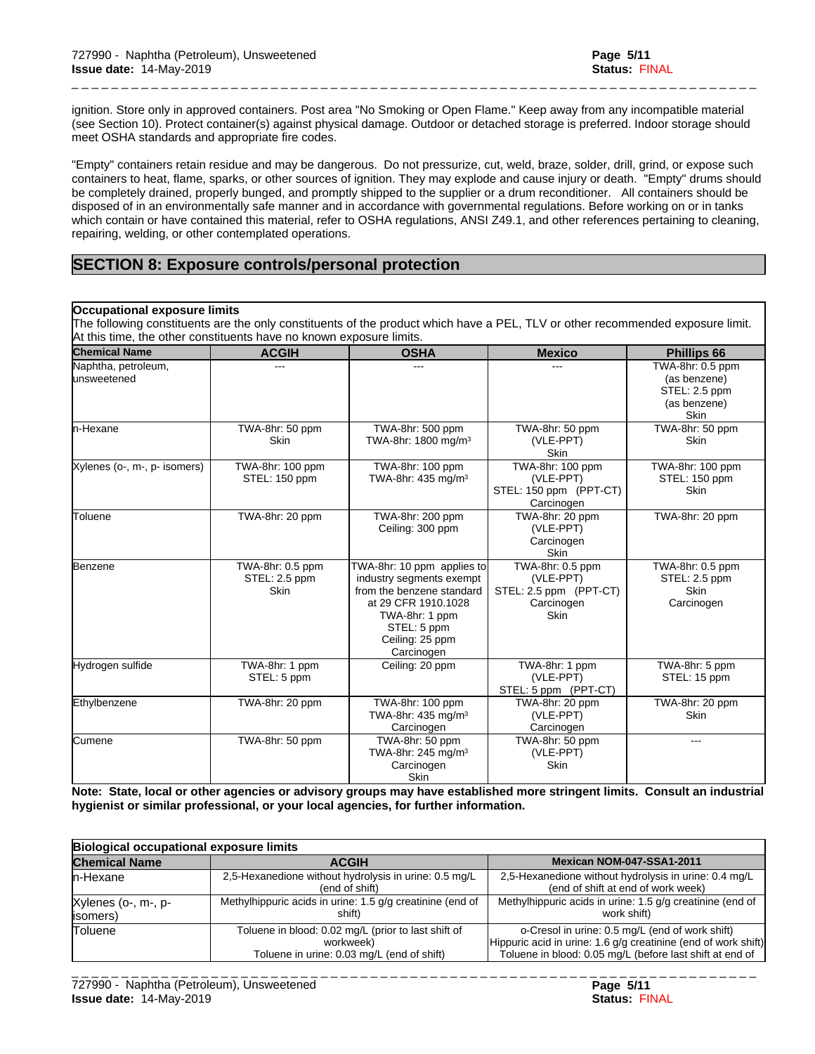ignition. Store only in approved containers. Post area "No Smoking or Open Flame." Keep away from any incompatible material (see Section 10). Protect container(s) against physical damage. Outdoor or detached storage is preferred. Indoor storage should meet OSHA standards and appropriate fire codes.

"Empty" containers retain residue and may be dangerous. Do not pressurize, cut, weld, braze, solder, drill, grind, or expose such containers to heat, flame, sparks, or other sources of ignition. They may explode and cause injury or death. "Empty" drums should be completely drained, properly bunged, and promptly shipped to the supplier or a drum reconditioner. All containers should be disposed of in an environmentally safe manner and in accordance with governmental regulations. Before working on or in tanks which contain or have contained this material, refer to OSHA regulations, ANSI Z49.1, and other references pertaining to cleaning, repairing, welding, or other contemplated operations.

## SECTION 8: Exposure controls/personal protection

**Occupational exposure limits**

The following constituents are the only constituents of the product which have a PEL, TLV or other recommended exposure limit. At this time, the other constituents have no known exposure limits.

| Chemical Name | ACGIH | OSHA | Mexico | Phillips 66 |
|---|---|---|---|---|
| Naphtha, petroleum, unsweetened | --- | --- | --- | TWA-8hr: 0.5 ppm (as benzene) STEL: 2.5 ppm (as benzene) Skin |
| n-Hexane | TWA-8hr: 50 ppm Skin | TWA-8hr: 500 ppm TWA-8hr: 1800 mg/m³ | TWA-8hr: 50 ppm (VLE-PPT) Skin | TWA-8hr: 50 ppm Skin |
| Xylenes (o-, m-, p- isomers) | TWA-8hr: 100 ppm STEL: 150 ppm | TWA-8hr: 100 ppm TWA-8hr: 435 mg/m³ | TWA-8hr: 100 ppm (VLE-PPT) STEL: 150 ppm (PPT-CT) Carcinogen | TWA-8hr: 100 ppm STEL: 150 ppm Skin |
| Toluene | TWA-8hr: 20 ppm | TWA-8hr: 200 ppm Ceiling: 300 ppm | TWA-8hr: 20 ppm (VLE-PPT) Carcinogen Skin | TWA-8hr: 20 ppm |
| Benzene | TWA-8hr: 0.5 ppm STEL: 2.5 ppm Skin | TWA-8hr: 10 ppm applies to industry segments exempt from the benzene standard at 29 CFR 1910.1028 TWA-8hr: 1 ppm STEL: 5 ppm Ceiling: 25 ppm Carcinogen | TWA-8hr: 0.5 ppm (VLE-PPT) STEL: 2.5 ppm (PPT-CT) Carcinogen Skin | TWA-8hr: 0.5 ppm STEL: 2.5 ppm Skin Carcinogen |
| Hydrogen sulfide | TWA-8hr: 1 ppm STEL: 5 ppm | Ceiling: 20 ppm | TWA-8hr: 1 ppm (VLE-PPT) STEL: 5 ppm (PPT-CT) | TWA-8hr: 5 ppm STEL: 15 ppm |
| Ethylbenzene | TWA-8hr: 20 ppm | TWA-8hr: 100 ppm TWA-8hr: 435 mg/m³ Carcinogen | TWA-8hr: 20 ppm (VLE-PPT) Carcinogen | TWA-8hr: 20 ppm Skin |
| Cumene | TWA-8hr: 50 ppm | TWA-8hr: 50 ppm TWA-8hr: 245 mg/m³ Carcinogen Skin | TWA-8hr: 50 ppm (VLE-PPT) Skin | --- |

**Note: State, local or other agencies or advisory groups may have established more stringent limits. Consult an industrial hygienist or similar professional, or your local agencies, for further information.**

**Biological occupational exposure limits**

| Chemical Name | ACGIH | Mexican NOM-047-SSA1-2011 |
|---|---|---|
| n-Hexane | 2,5-Hexanedione without hydrolysis in urine: 0.5 mg/L (end of shift) | 2,5-Hexanedione without hydrolysis in urine: 0.4 mg/L (end of shift at end of work week) |
| Xylenes (o-, m-, p- isomers) | Methylhippuric acids in urine: 1.5 g/g creatinine (end of shift) | Methylhippuric acids in urine: 1.5 g/g creatinine (end of work shift) |
| Toluene | Toluene in blood: 0.02 mg/L (prior to last shift of workweek) Toluene in urine: 0.03 mg/L (end of shift) | o-Cresol in urine: 0.5 mg/L (end of work shift) Hippuric acid in urine: 1.6 g/g creatinine (end of work shift) Toluene in blood: 0.05 mg/L (before last shift at end of |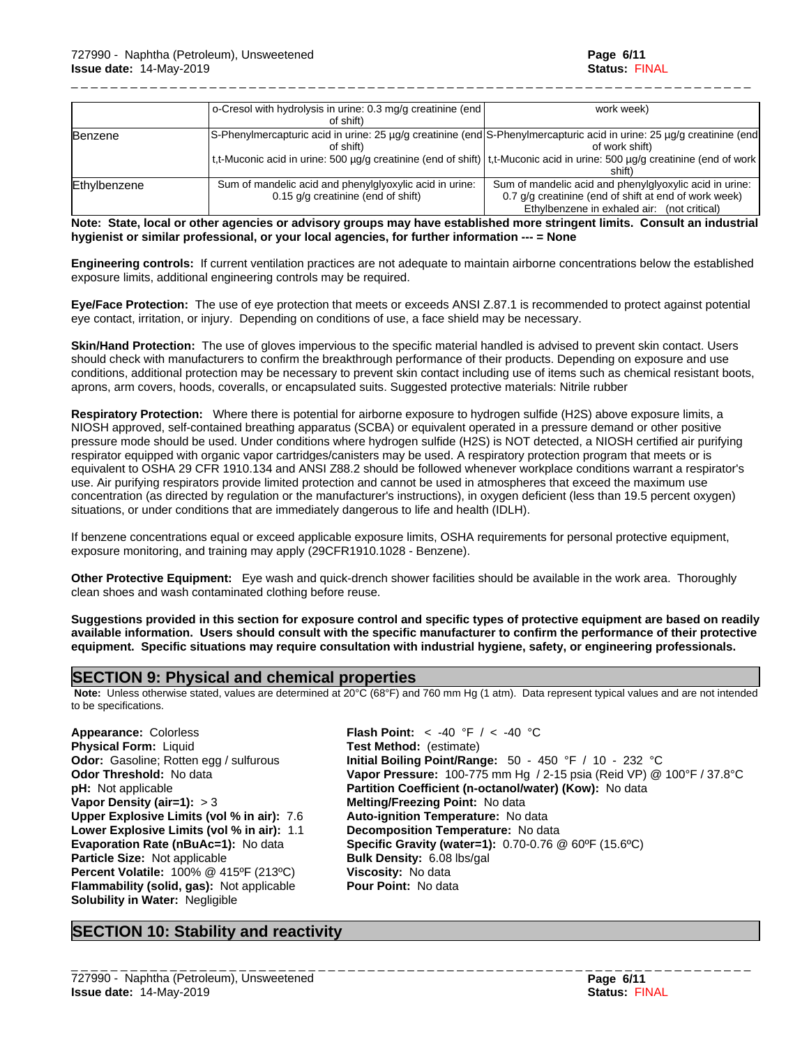|  | o-Cresol with hydrolysis in urine: 0.3 mg/g creatinine (end of shift) | work week) |
| --- | --- | --- |
| Benzene | S-Phenylmercapturic acid in urine: 25 µg/g creatinine (end of shift)<br>t,t-Muconic acid in urine: 500 µg/g creatinine (end of shift) | S-Phenylmercapturic acid in urine: 25 µg/g creatinine (end of work shift)<br>t,t-Muconic acid in urine: 500 µg/g creatinine (end of work shift) |
| Ethylbenzene | Sum of mandelic acid and phenylglyoxylic acid in urine: 0.15 g/g creatinine (end of shift) | Sum of mandelic acid and phenylglyoxylic acid in urine: 0.7 g/g creatinine (end of shift at end of work week)<br>Ethylbenzene in exhaled air: (not critical) |

**Note: State, local or other agencies or advisory groups may have established more stringent limits. Consult an industrial hygienist or similar professional, or your local agencies, for further information --- = None**

**Engineering controls:** If current ventilation practices are not adequate to maintain airborne concentrations below the established exposure limits, additional engineering controls may be required.

**Eye/Face Protection:** The use of eye protection that meets or exceeds ANSI Z.87.1 is recommended to protect against potential eye contact, irritation, or injury. Depending on conditions of use, a face shield may be necessary.

**Skin/Hand Protection:** The use of gloves impervious to the specific material handled is advised to prevent skin contact. Users should check with manufacturers to confirm the breakthrough performance of their products. Depending on exposure and use conditions, additional protection may be necessary to prevent skin contact including use of items such as chemical resistant boots, aprons, arm covers, hoods, coveralls, or encapsulated suits. Suggested protective materials: Nitrile rubber

**Respiratory Protection:** Where there is potential for airborne exposure to hydrogen sulfide ($H_2S$) above exposure limits, a NIOSH approved, self-contained breathing apparatus (SCBA) or equivalent operated in a pressure demand or other positive pressure mode should be used. Under conditions where hydrogen sulfide ($H_2S$) is NOT detected, a NIOSH certified air purifying respirator equipped with organic vapor cartridges/canisters may be used. A respiratory protection program that meets or is equivalent to OSHA 29 CFR 1910.134 and ANSI Z88.2 should be followed whenever workplace conditions warrant a respirator's use. Air purifying respirators provide limited protection and cannot be used in atmospheres that exceed the maximum use concentration (as directed by regulation or the manufacturer's instructions), in oxygen deficient (less than 19.5 percent oxygen) situations, or under conditions that are immediately dangerous to life and health (IDLH).

If benzene concentrations equal or exceed applicable exposure limits, OSHA requirements for personal protective equipment, exposure monitoring, and training may apply (29CFR1910.1028 - Benzene).

**Other Protective Equipment:** Eye wash and quick-drench shower facilities should be available in the work area. Thoroughly clean shoes and wash contaminated clothing before reuse.

**Suggestions provided in this section for exposure control and specific types of protective equipment are based on readily available information. Users should consult with the specific manufacturer to confirm the performance of their protective equipment. Specific situations may require consultation with industrial hygiene, safety, or engineering professionals.**

## SECTION 9: Physical and chemical properties

**Note:** Unless otherwise stated, values are determined at 20°C (68°F) and 760 mm Hg (1 atm). Data represent typical values and are not intended to be specifications.

**Appearance:** Colorless
**Physical Form:** Liquid
**Odor:** Gasoline; Rotten egg / sulfurous
**Odor Threshold:** No data
**pH:** Not applicable
**Vapor Density (air=1):** > 3
**Upper Explosive Limits (vol % in air):** 7.6
**Lower Explosive Limits (vol % in air):** 1.1
**Evaporation Rate (nBuAc=1):** No data
**Particle Size:** Not applicable
**Percent Volatile:** 100% @ 415ºF (213ºC)
**Flammability (solid, gas):** Not applicable
**Solubility in Water:** Negligible

**Flash Point:** < -40 °F / < -40 °C
**Test Method:** (estimate)
**Initial Boiling Point/Range:** 50 - 450 °F / 10 - 232 °C
**Vapor Pressure:** 100-775 mm Hg / 2-15 psia (Reid VP) @ 100°F / 37.8°C
**Partition Coefficient (n-octanol/water) (Kow):** No data
**Melting/Freezing Point:** No data
**Auto-ignition Temperature:** No data
**Decomposition Temperature:** No data
**Specific Gravity (water=1):** 0.70-0.76 @ 60ºF (15.6ºC)
**Bulk Density:** 6.08 lbs/gal
**Viscosity:** No data
**Pour Point:** No data

## SECTION 10: Stability and reactivity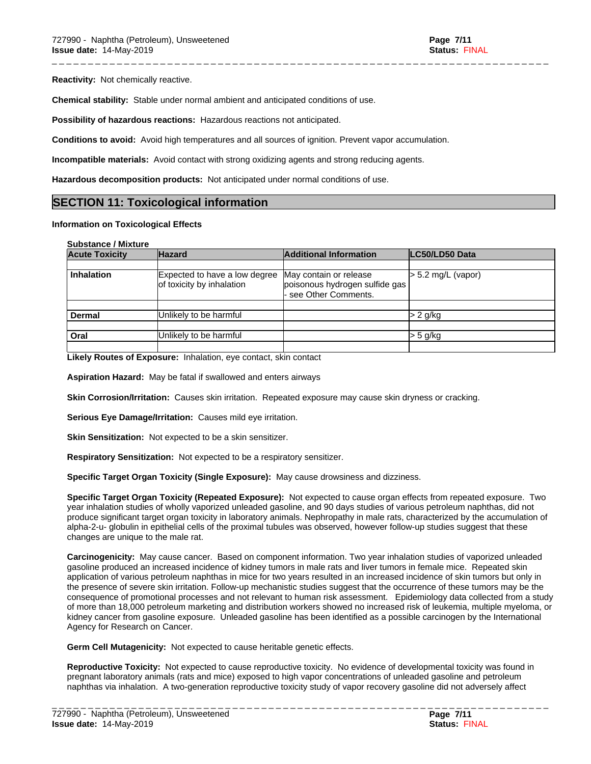**Reactivity:** Not chemically reactive.

**Chemical stability:** Stable under normal ambient and anticipated conditions of use.

**Possibility of hazardous reactions:** Hazardous reactions not anticipated.

**Conditions to avoid:** Avoid high temperatures and all sources of ignition. Prevent vapor accumulation.

**Incompatible materials:** Avoid contact with strong oxidizing agents and strong reducing agents.

**Hazardous decomposition products:** Not anticipated under normal conditions of use.

## SECTION 11: Toxicological information

**Information on Toxicological Effects**

**Substance / Mixture**

| Acute Toxicity | Hazard | Additional Information | LC50/LD50 Data |
|---|---|---|---|
| **Inhalation** | Expected to have a low degree of toxicity by inhalation | May contain or release poisonous hydrogen sulfide gas - see Other Comments. | > 5.2 mg/L (vapor) |
| **Dermal** | Unlikely to be harmful | | > 2 g/kg |
| **Oral** | Unlikely to be harmful | | > 5 g/kg |

**Likely Routes of Exposure:** Inhalation, eye contact, skin contact

**Aspiration Hazard:** May be fatal if swallowed and enters airways

**Skin Corrosion/Irritation:** Causes skin irritation. Repeated exposure may cause skin dryness or cracking.

**Serious Eye Damage/Irritation:** Causes mild eye irritation.

**Skin Sensitization:** Not expected to be a skin sensitizer.

**Respiratory Sensitization:** Not expected to be a respiratory sensitizer.

**Specific Target Organ Toxicity (Single Exposure):** May cause drowsiness and dizziness.

**Specific Target Organ Toxicity (Repeated Exposure):** Not expected to cause organ effects from repeated exposure. Two year inhalation studies of wholly vaporized unleaded gasoline, and 90 days studies of various petroleum naphthas, did not produce significant target organ toxicity in laboratory animals. Nephropathy in male rats, characterized by the accumulation of alpha-2-u- globulin in epithelial cells of the proximal tubules was observed, however follow-up studies suggest that these changes are unique to the male rat.

**Carcinogenicity:** May cause cancer. Based on component information. Two year inhalation studies of vaporized unleaded gasoline produced an increased incidence of kidney tumors in male rats and liver tumors in female mice. Repeated skin application of various petroleum naphthas in mice for two years resulted in an increased incidence of skin tumors but only in the presence of severe skin irritation. Follow-up mechanistic studies suggest that the occurrence of these tumors may be the consequence of promotional processes and not relevant to human risk assessment. Epidemiology data collected from a study of more than 18,000 petroleum marketing and distribution workers showed no increased risk of leukemia, multiple myeloma, or kidney cancer from gasoline exposure. Unleaded gasoline has been identified as a possible carcinogen by the International Agency for Research on Cancer.

**Germ Cell Mutagenicity:** Not expected to cause heritable genetic effects.

**Reproductive Toxicity:** Not expected to cause reproductive toxicity. No evidence of developmental toxicity was found in pregnant laboratory animals (rats and mice) exposed to high vapor concentrations of unleaded gasoline and petroleum naphthas via inhalation. A two-generation reproductive toxicity study of vapor recovery gasoline did not adversely affect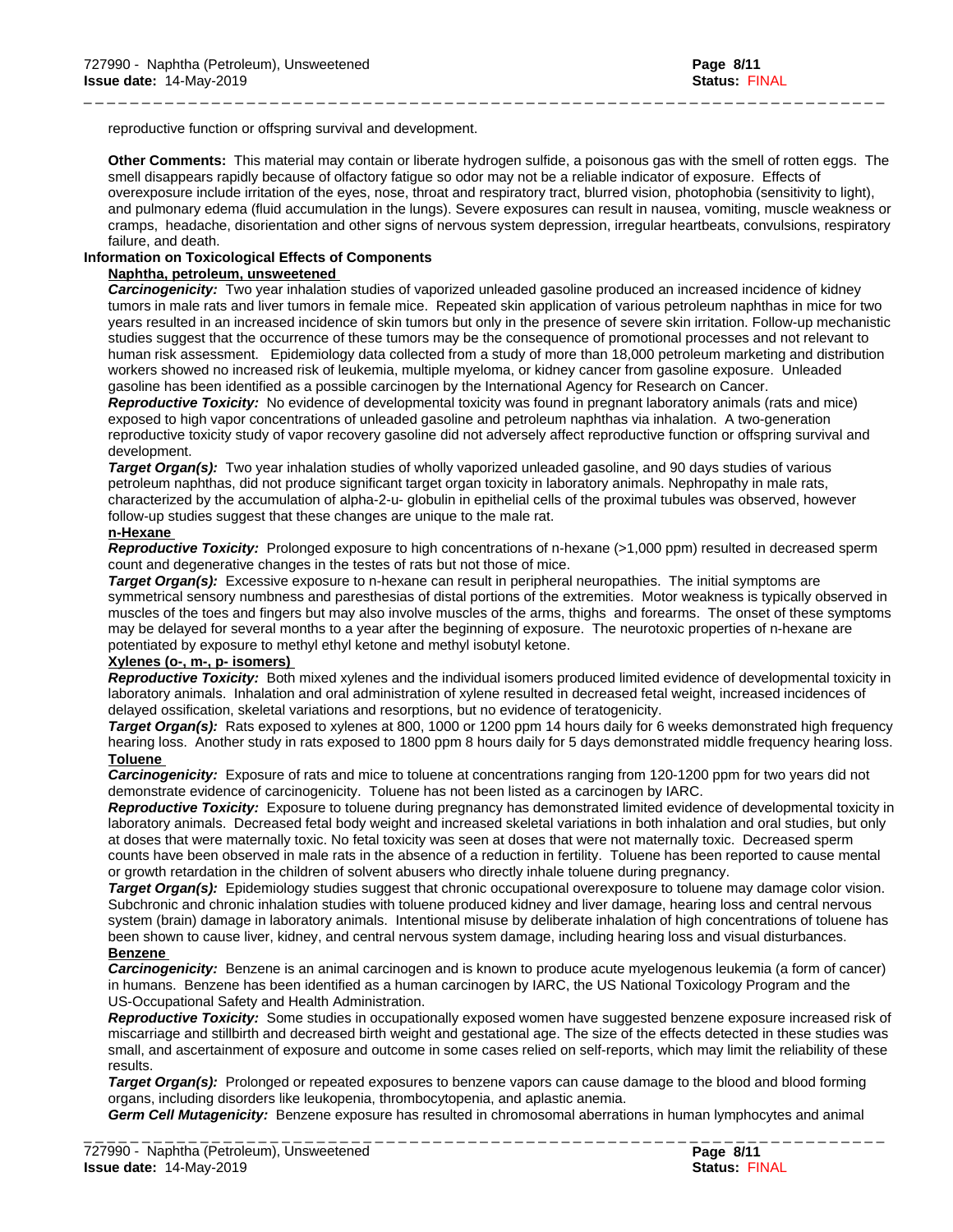reproductive function or offspring survival and development.

**Other Comments:** This material may contain or liberate hydrogen sulfide, a poisonous gas with the smell of rotten eggs. The smell disappears rapidly because of olfactory fatigue so odor may not be a reliable indicator of exposure. Effects of overexposure include irritation of the eyes, nose, throat and respiratory tract, blurred vision, photophobia (sensitivity to light), and pulmonary edema (fluid accumulation in the lungs). Severe exposures can result in nausea, vomiting, muscle weakness or cramps, headache, disorientation and other signs of nervous system depression, irregular heartbeats, convulsions, respiratory failure, and death.

**Information on Toxicological Effects of Components**

**Naphtha, petroleum, unsweetened**

***Carcinogenicity:*** Two year inhalation studies of vaporized unleaded gasoline produced an increased incidence of kidney tumors in male rats and liver tumors in female mice. Repeated skin application of various petroleum naphthas in mice for two years resulted in an increased incidence of skin tumors but only in the presence of severe skin irritation. Follow-up mechanistic studies suggest that the occurrence of these tumors may be the consequence of promotional processes and not relevant to human risk assessment. Epidemiology data collected from a study of more than 18,000 petroleum marketing and distribution workers showed no increased risk of leukemia, multiple myeloma, or kidney cancer from gasoline exposure. Unleaded gasoline has been identified as a possible carcinogen by the International Agency for Research on Cancer.

***Reproductive Toxicity:*** No evidence of developmental toxicity was found in pregnant laboratory animals (rats and mice) exposed to high vapor concentrations of unleaded gasoline and petroleum naphthas via inhalation. A two-generation reproductive toxicity study of vapor recovery gasoline did not adversely affect reproductive function or offspring survival and development.

***Target Organ(s):*** Two year inhalation studies of wholly vaporized unleaded gasoline, and 90 days studies of various petroleum naphthas, did not produce significant target organ toxicity in laboratory animals. Nephropathy in male rats, characterized by the accumulation of alpha-2-u- globulin in epithelial cells of the proximal tubules was observed, however follow-up studies suggest that these changes are unique to the male rat.

**n-Hexane**

***Reproductive Toxicity:*** Prolonged exposure to high concentrations of n-hexane (>1,000 ppm) resulted in decreased sperm count and degenerative changes in the testes of rats but not those of mice.

***Target Organ(s):*** Excessive exposure to n-hexane can result in peripheral neuropathies. The initial symptoms are symmetrical sensory numbness and paresthesias of distal portions of the extremities. Motor weakness is typically observed in muscles of the toes and fingers but may also involve muscles of the arms, thighs and forearms. The onset of these symptoms may be delayed for several months to a year after the beginning of exposure. The neurotoxic properties of n-hexane are potentiated by exposure to methyl ethyl ketone and methyl isobutyl ketone.

**Xylenes (o-, m-, p- isomers)**

***Reproductive Toxicity:*** Both mixed xylenes and the individual isomers produced limited evidence of developmental toxicity in laboratory animals. Inhalation and oral administration of xylene resulted in decreased fetal weight, increased incidences of delayed ossification, skeletal variations and resorptions, but no evidence of teratogenicity.

***Target Organ(s):*** Rats exposed to xylenes at 800, 1000 or 1200 ppm 14 hours daily for 6 weeks demonstrated high frequency hearing loss. Another study in rats exposed to 1800 ppm 8 hours daily for 5 days demonstrated middle frequency hearing loss.

**Toluene**

***Carcinogenicity:*** Exposure of rats and mice to toluene at concentrations ranging from 120-1200 ppm for two years did not demonstrate evidence of carcinogenicity. Toluene has not been listed as a carcinogen by IARC.

***Reproductive Toxicity:*** Exposure to toluene during pregnancy has demonstrated limited evidence of developmental toxicity in laboratory animals. Decreased fetal body weight and increased skeletal variations in both inhalation and oral studies, but only at doses that were maternally toxic. No fetal toxicity was seen at doses that were not maternally toxic. Decreased sperm counts have been observed in male rats in the absence of a reduction in fertility. Toluene has been reported to cause mental or growth retardation in the children of solvent abusers who directly inhale toluene during pregnancy.

***Target Organ(s):*** Epidemiology studies suggest that chronic occupational overexposure to toluene may damage color vision. Subchronic and chronic inhalation studies with toluene produced kidney and liver damage, hearing loss and central nervous system (brain) damage in laboratory animals. Intentional misuse by deliberate inhalation of high concentrations of toluene has been shown to cause liver, kidney, and central nervous system damage, including hearing loss and visual disturbances.

**Benzene**

***Carcinogenicity:*** Benzene is an animal carcinogen and is known to produce acute myelogenous leukemia (a form of cancer) in humans. Benzene has been identified as a human carcinogen by IARC, the US National Toxicology Program and the US-Occupational Safety and Health Administration.

***Reproductive Toxicity:*** Some studies in occupationally exposed women have suggested benzene exposure increased risk of miscarriage and stillbirth and decreased birth weight and gestational age. The size of the effects detected in these studies was small, and ascertainment of exposure and outcome in some cases relied on self-reports, which may limit the reliability of these results.

***Target Organ(s):*** Prolonged or repeated exposures to benzene vapors can cause damage to the blood and blood forming organs, including disorders like leukopenia, thrombocytopenia, and aplastic anemia.

***Germ Cell Mutagenicity:*** Benzene exposure has resulted in chromosomal aberrations in human lymphocytes and animal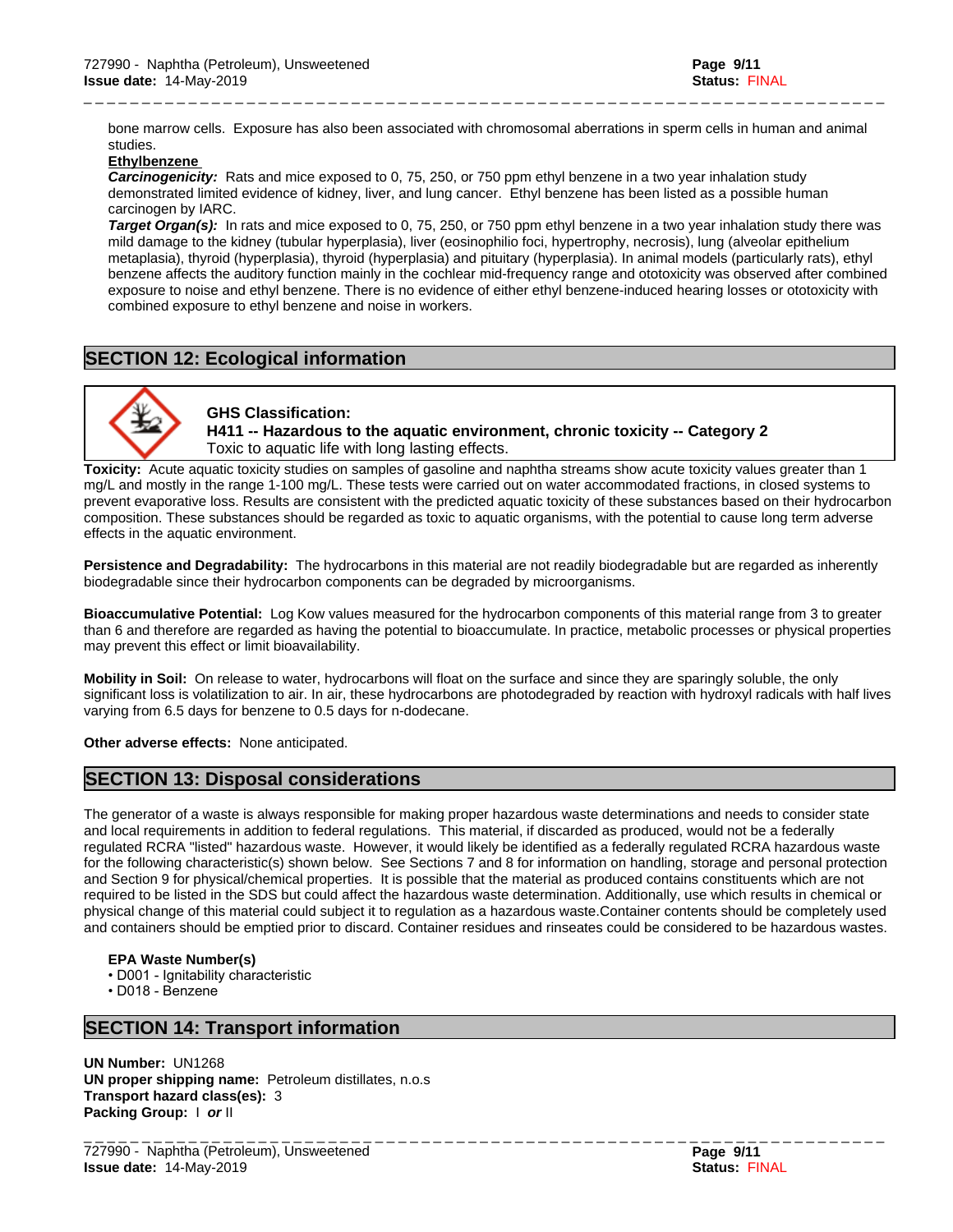bone marrow cells. Exposure has also been associated with chromosomal aberrations in sperm cells in human and animal studies.

**Ethylbenzene**

***Carcinogenicity:*** Rats and mice exposed to 0, 75, 250, or 750 ppm ethyl benzene in a two year inhalation study demonstrated limited evidence of kidney, liver, and lung cancer. Ethyl benzene has been listed as a possible human carcinogen by IARC.

***Target Organ(s):*** In rats and mice exposed to 0, 75, 250, or 750 ppm ethyl benzene in a two year inhalation study there was mild damage to the kidney (tubular hyperplasia), liver (eosinophilio foci, hypertrophy, necrosis), lung (alveolar epithelium metaplasia), thyroid (hyperplasia), thyroid (hyperplasia) and pituitary (hyperplasia). In animal models (particularly rats), ethyl benzene affects the auditory function mainly in the cochlear mid-frequency range and ototoxicity was observed after combined exposure to noise and ethyl benzene. There is no evidence of either ethyl benzene-induced hearing losses or ototoxicity with combined exposure to ethyl benzene and noise in workers.

## SECTION 12: Ecological information

**GHS Classification:**
**H411 -- Hazardous to the aquatic environment, chronic toxicity -- Category 2**
Toxic to aquatic life with long lasting effects.

**Toxicity:** Acute aquatic toxicity studies on samples of gasoline and naphtha streams show acute toxicity values greater than 1 mg/L and mostly in the range 1-100 mg/L. These tests were carried out on water accommodated fractions, in closed systems to prevent evaporative loss. Results are consistent with the predicted aquatic toxicity of these substances based on their hydrocarbon composition. These substances should be regarded as toxic to aquatic organisms, with the potential to cause long term adverse effects in the aquatic environment.

**Persistence and Degradability:** The hydrocarbons in this material are not readily biodegradable but are regarded as inherently biodegradable since their hydrocarbon components can be degraded by microorganisms.

**Bioaccumulative Potential:** Log Kow values measured for the hydrocarbon components of this material range from 3 to greater than 6 and therefore are regarded as having the potential to bioaccumulate. In practice, metabolic processes or physical properties may prevent this effect or limit bioavailability.

**Mobility in Soil:** On release to water, hydrocarbons will float on the surface and since they are sparingly soluble, the only significant loss is volatilization to air. In air, these hydrocarbons are photodegraded by reaction with hydroxyl radicals with half lives varying from 6.5 days for benzene to 0.5 days for n-dodecane.

**Other adverse effects:** None anticipated.

## SECTION 13: Disposal considerations

The generator of a waste is always responsible for making proper hazardous waste determinations and needs to consider state and local requirements in addition to federal regulations. This material, if discarded as produced, would not be a federally regulated RCRA "listed" hazardous waste. However, it would likely be identified as a federally regulated RCRA hazardous waste for the following characteristic(s) shown below. See Sections 7 and 8 for information on handling, storage and personal protection and Section 9 for physical/chemical properties. It is possible that the material as produced contains constituents which are not required to be listed in the SDS but could affect the hazardous waste determination. Additionally, use which results in chemical or physical change of this material could subject it to regulation as a hazardous waste.Container contents should be completely used and containers should be emptied prior to discard. Container residues and rinseates could be considered to be hazardous wastes.

**EPA Waste Number(s)**

- D001 - Ignitability characteristic
- D018 - Benzene

## SECTION 14: Transport information

**UN Number:** UN1268
**UN proper shipping name:** Petroleum distillates, n.o.s
**Transport hazard class(es):** 3
**Packing Group:** I ***or*** II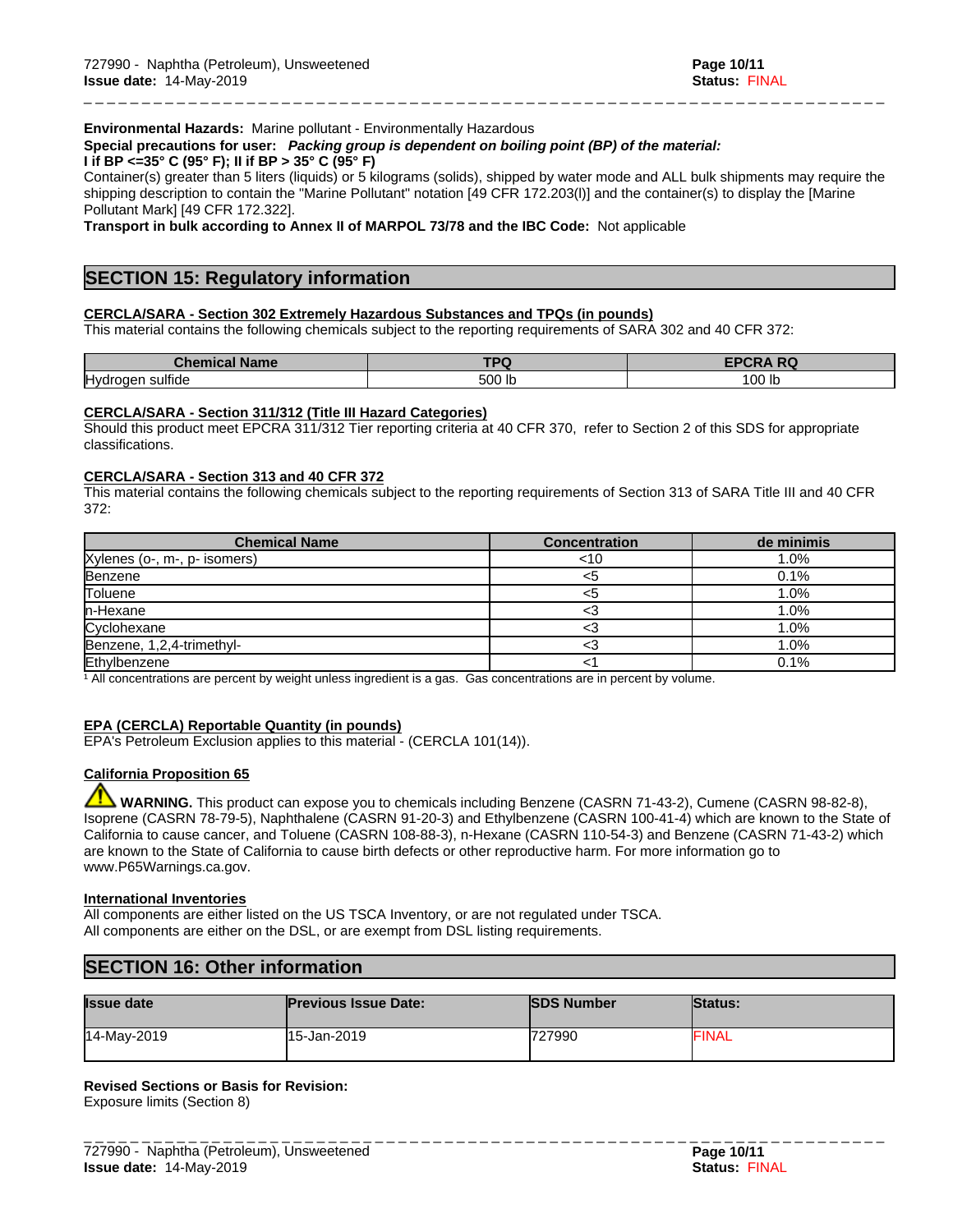**Environmental Hazards:** Marine pollutant - Environmentally Hazardous

**Special precautions for user:** ***Packing group is dependent on boiling point (BP) of the material:***
**I if BP <=35° C (95° F); II if BP > 35° C (95° F)**

Container(s) greater than 5 liters (liquids) or 5 kilograms (solids), shipped by water mode and ALL bulk shipments may require the shipping description to contain the "Marine Pollutant" notation [49 CFR 172.203(l)] and the container(s) to display the [Marine Pollutant Mark] [49 CFR 172.322].

**Transport in bulk according to Annex II of MARPOL 73/78 and the IBC Code:** Not applicable

## SECTION 15: Regulatory information

**CERCLA/SARA - Section 302 Extremely Hazardous Substances and TPQs (in pounds)**

This material contains the following chemicals subject to the reporting requirements of SARA 302 and 40 CFR 372:

| Chemical Name | TPQ | EPCRA RQ |
|---|---|---|
| Hydrogen sulfide | 500 lb | 100 lb |

**CERCLA/SARA - Section 311/312 (Title III Hazard Categories)**

Should this product meet EPCRA 311/312 Tier reporting criteria at 40 CFR 370, refer to Section 2 of this SDS for appropriate classifications.

**CERCLA/SARA - Section 313 and 40 CFR 372**

This material contains the following chemicals subject to the reporting requirements of Section 313 of SARA Title III and 40 CFR 372:

| Chemical Name | Concentration | de minimis |
|---|---|---|
| Xylenes (o-, m-, p- isomers) | <10 | 1.0% |
| Benzene | <5 | 0.1% |
| Toluene | <5 | 1.0% |
| n-Hexane | <3 | 1.0% |
| Cyclohexane | <3 | 1.0% |
| Benzene, 1,2,4-trimethyl- | <3 | 1.0% |
| Ethylbenzene | <1 | 0.1% |

[1] All concentrations are percent by weight unless ingredient is a gas. Gas concentrations are in percent by volume.

**EPA (CERCLA) Reportable Quantity (in pounds)**

EPA's Petroleum Exclusion applies to this material - (CERCLA 101(14)).

**California Proposition 65**

⚠ **WARNING.** This product can expose you to chemicals including Benzene (CASRN 71-43-2), Cumene (CASRN 98-82-8), Isoprene (CASRN 78-79-5), Naphthalene (CASRN 91-20-3) and Ethylbenzene (CASRN 100-41-4) which are known to the State of California to cause cancer, and Toluene (CASRN 108-88-3), n-Hexane (CASRN 110-54-3) and Benzene (CASRN 71-43-2) which are known to the State of California to cause birth defects or other reproductive harm. For more information go to www.P65Warnings.ca.gov.

**International Inventories**

All components are either listed on the US TSCA Inventory, or are not regulated under TSCA.
All components are either on the DSL, or are exempt from DSL listing requirements.

## SECTION 16: Other information

| Issue date | Previous Issue Date: | SDS Number | Status: |
|---|---|---|---|
| 14-May-2019 | 15-Jan-2019 | 727990 | FINAL |

**Revised Sections or Basis for Revision:**

Exposure limits (Section 8)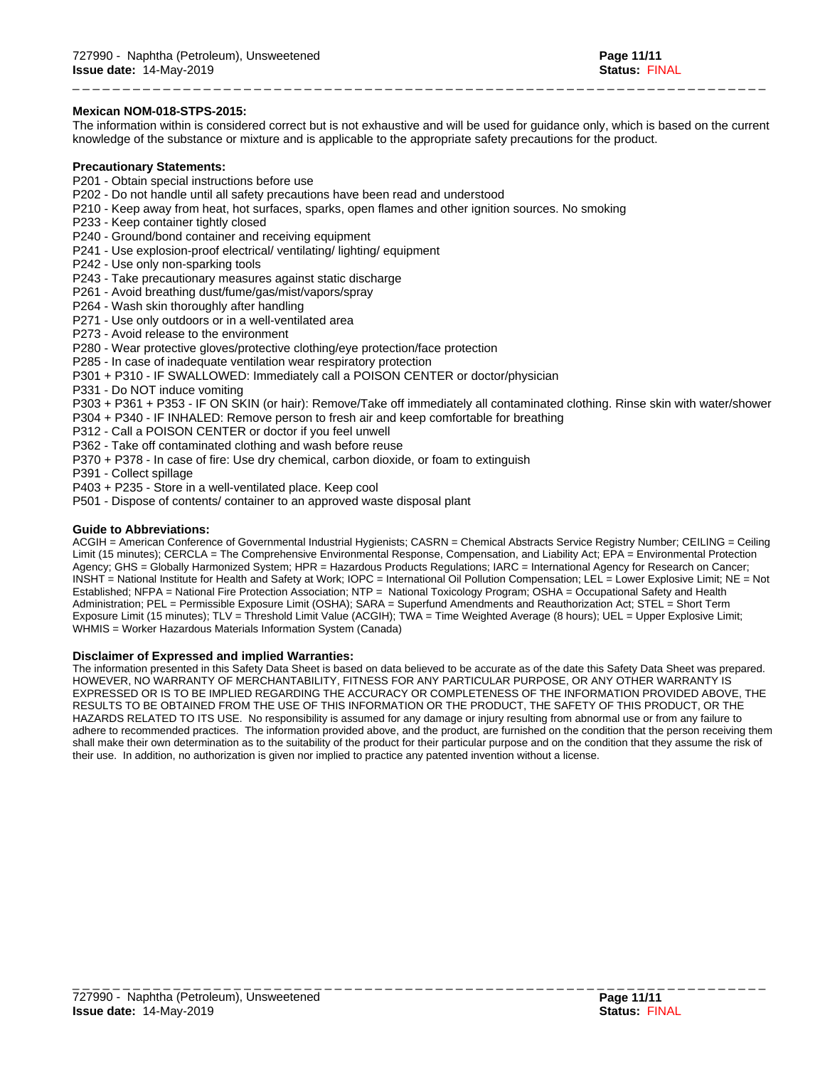**Mexican NOM-018-STPS-2015:**

The information within is considered correct but is not exhaustive and will be used for guidance only, which is based on the current knowledge of the substance or mixture and is applicable to the appropriate safety precautions for the product.

**Precautionary Statements:**

P201 - Obtain special instructions before use
P202 - Do not handle until all safety precautions have been read and understood
P210 - Keep away from heat, hot surfaces, sparks, open flames and other ignition sources. No smoking
P233 - Keep container tightly closed
P240 - Ground/bond container and receiving equipment
P241 - Use explosion-proof electrical/ ventilating/ lighting/ equipment
P242 - Use only non-sparking tools
P243 - Take precautionary measures against static discharge
P261 - Avoid breathing dust/fume/gas/mist/vapors/spray
P264 - Wash skin thoroughly after handling
P271 - Use only outdoors or in a well-ventilated area
P273 - Avoid release to the environment
P280 - Wear protective gloves/protective clothing/eye protection/face protection
P285 - In case of inadequate ventilation wear respiratory protection
P301 + P310 - IF SWALLOWED: Immediately call a POISON CENTER or doctor/physician
P331 - Do NOT induce vomiting
P303 + P361 + P353 - IF ON SKIN (or hair): Remove/Take off immediately all contaminated clothing. Rinse skin with water/shower
P304 + P340 - IF INHALED: Remove person to fresh air and keep comfortable for breathing
P312 - Call a POISON CENTER or doctor if you feel unwell
P362 - Take off contaminated clothing and wash before reuse
P370 + P378 - In case of fire: Use dry chemical, carbon dioxide, or foam to extinguish
P391 - Collect spillage
P403 + P235 - Store in a well-ventilated place. Keep cool
P501 - Dispose of contents/ container to an approved waste disposal plant

**Guide to Abbreviations:**

ACGIH = American Conference of Governmental Industrial Hygienists; CASRN = Chemical Abstracts Service Registry Number; CEILING = Ceiling Limit (15 minutes); CERCLA = The Comprehensive Environmental Response, Compensation, and Liability Act; EPA = Environmental Protection Agency; GHS = Globally Harmonized System; HPR = Hazardous Products Regulations; IARC = International Agency for Research on Cancer; INSHT = National Institute for Health and Safety at Work; IOPC = International Oil Pollution Compensation; LEL = Lower Explosive Limit; NE = Not Established; NFPA = National Fire Protection Association; NTP = National Toxicology Program; OSHA = Occupational Safety and Health Administration; PEL = Permissible Exposure Limit (OSHA); SARA = Superfund Amendments and Reauthorization Act; STEL = Short Term Exposure Limit (15 minutes); TLV = Threshold Limit Value (ACGIH); TWA = Time Weighted Average (8 hours); UEL = Upper Explosive Limit; WHMIS = Worker Hazardous Materials Information System (Canada)

**Disclaimer of Expressed and implied Warranties:**

The information presented in this Safety Data Sheet is based on data believed to be accurate as of the date this Safety Data Sheet was prepared. HOWEVER, NO WARRANTY OF MERCHANTABILITY, FITNESS FOR ANY PARTICULAR PURPOSE, OR ANY OTHER WARRANTY IS EXPRESSED OR IS TO BE IMPLIED REGARDING THE ACCURACY OR COMPLETENESS OF THE INFORMATION PROVIDED ABOVE, THE RESULTS TO BE OBTAINED FROM THE USE OF THIS INFORMATION OR THE PRODUCT, THE SAFETY OF THIS PRODUCT, OR THE HAZARDS RELATED TO ITS USE. No responsibility is assumed for any damage or injury resulting from abnormal use or from any failure to adhere to recommended practices. The information provided above, and the product, are furnished on the condition that the person receiving them shall make their own determination as to the suitability of the product for their particular purpose and on the condition that they assume the risk of their use. In addition, no authorization is given nor implied to practice any patented invention without a license.